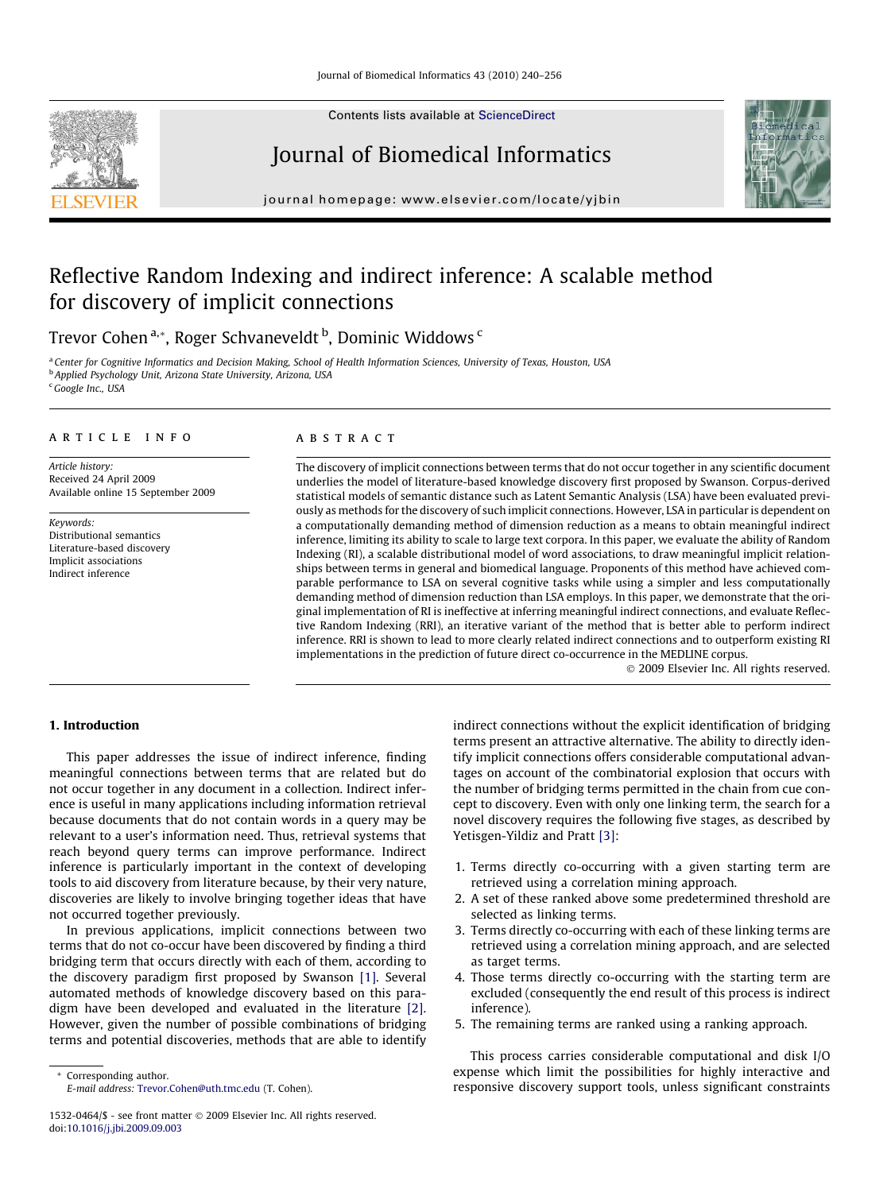# Reflective Random Indexing and indirect inference: A scalable method for discovery of implicit connections

Trevor Cohen [a,*], Roger Schvaneveldt [b], Dominic Widdows [c]

[a] Center for Cognitive Informatics and Decision Making, School of Health Information Sciences, University of Texas, Houston, USA
[b] Applied Psychology Unit, Arizona State University, Arizona, USA
[c] Google Inc., USA

## ARTICLE INFO

*Article history:*
Received 24 April 2009
Available online 15 September 2009

*Keywords:*
Distributional semantics
Literature-based discovery
Implicit associations
Indirect inference

## ABSTRACT

The discovery of implicit connections between terms that do not occur together in any scientific document underlies the model of literature-based knowledge discovery first proposed by Swanson. Corpus-derived statistical models of semantic distance such as Latent Semantic Analysis (LSA) have been evaluated previously as methods for the discovery of such implicit connections. However, LSA in particular is dependent on a computationally demanding method of dimension reduction as a means to obtain meaningful indirect inference, limiting its ability to scale to large text corpora. In this paper, we evaluate the ability of Random Indexing (RI), a scalable distributional model of word associations, to draw meaningful implicit relationships between terms in general and biomedical language. Proponents of this method have achieved comparable performance to LSA on several cognitive tasks while using a simpler and less computationally demanding method of dimension reduction than LSA employs. In this paper, we demonstrate that the original implementation of RI is ineffective at inferring meaningful indirect connections, and evaluate Reflective Random Indexing (RRI), an iterative variant of the method that is better able to perform indirect inference. RRI is shown to lead to more clearly related indirect connections and to outperform existing RI implementations in the prediction of future direct co-occurrence in the MEDLINE corpus.

© 2009 Elsevier Inc. All rights reserved.

## 1. Introduction

This paper addresses the issue of indirect inference, finding meaningful connections between terms that are related but do not occur together in any document in a collection. Indirect inference is useful in many applications including information retrieval because documents that do not contain words in a query may be relevant to a user's information need. Thus, retrieval systems that reach beyond query terms can improve performance. Indirect inference is particularly important in the context of developing tools to aid discovery from literature because, by their very nature, discoveries are likely to involve bringing together ideas that have not occurred together previously.

In previous applications, implicit connections between two terms that do not co-occur have been discovered by finding a third bridging term that occurs directly with each of them, according to the discovery paradigm first proposed by Swanson [1]. Several automated methods of knowledge discovery based on this paradigm have been developed and evaluated in the literature [2]. However, given the number of possible combinations of bridging terms and potential discoveries, methods that are able to identify indirect connections without the explicit identification of bridging terms present an attractive alternative. The ability to directly identify implicit connections offers considerable computational advantages on account of the combinatorial explosion that occurs with the number of bridging terms permitted in the chain from cue concept to discovery. Even with only one linking term, the search for a novel discovery requires the following five stages, as described by Yetisgen-Yildiz and Pratt [3]:

1. Terms directly co-occurring with a given starting term are retrieved using a correlation mining approach.
2. A set of these ranked above some predetermined threshold are selected as linking terms.
3. Terms directly co-occurring with each of these linking terms are retrieved using a correlation mining approach, and are selected as target terms.
4. Those terms directly co-occurring with the starting term are excluded (consequently the end result of this process is indirect inference).
5. The remaining terms are ranked using a ranking approach.

This process carries considerable computational and disk I/O expense which limit the possibilities for highly interactive and responsive discovery support tools, unless significant constraints

* Corresponding author.
E-mail address: Trevor.Cohen@uth.tmc.edu (T. Cohen).

1532-0464/$ - see front matter © 2009 Elsevier Inc. All rights reserved.
doi:10.1016/j.jbi.2009.09.003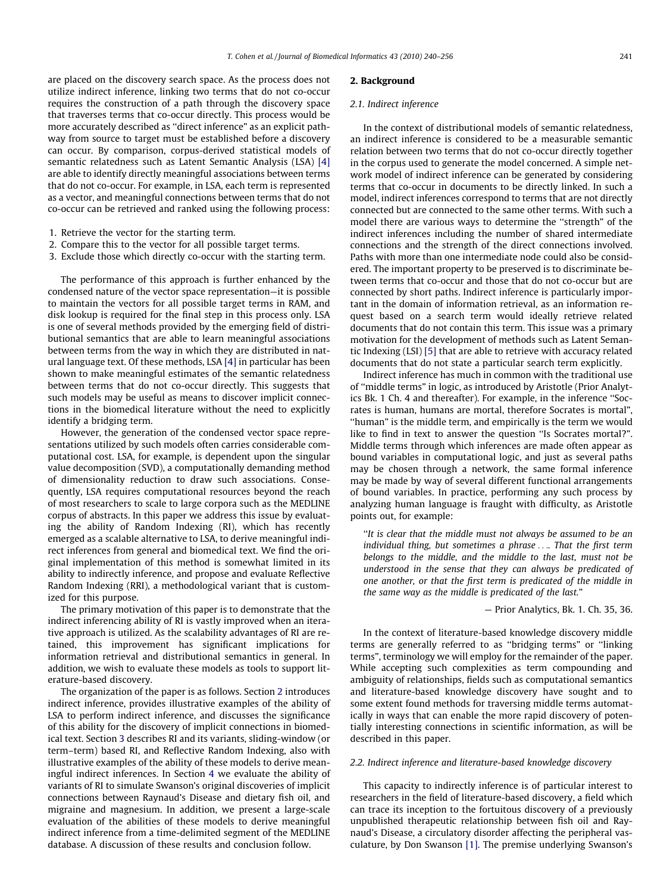are placed on the discovery search space. As the process does not utilize indirect inference, linking two terms that do not co-occur requires the construction of a path through the discovery space that traverses terms that co-occur directly. This process would be more accurately described as "direct inference" as an explicit pathway from source to target must be established before a discovery can occur. By comparison, corpus-derived statistical models of semantic relatedness such as Latent Semantic Analysis (LSA) [4] are able to identify directly meaningful associations between terms that do not co-occur. For example, in LSA, each term is represented as a vector, and meaningful connections between terms that do not co-occur can be retrieved and ranked using the following process:

1. Retrieve the vector for the starting term.
2. Compare this to the vector for all possible target terms.
3. Exclude those which directly co-occur with the starting term.

The performance of this approach is further enhanced by the condensed nature of the vector space representation—it is possible to maintain the vectors for all possible target terms in RAM, and disk lookup is required for the final step in this process only. LSA is one of several methods provided by the emerging field of distributional semantics that are able to learn meaningful associations between terms from the way in which they are distributed in natural language text. Of these methods, LSA [4] in particular has been shown to make meaningful estimates of the semantic relatedness between terms that do not co-occur directly. This suggests that such models may be useful as means to discover implicit connections in the biomedical literature without the need to explicitly identify a bridging term.

However, the generation of the condensed vector space representations utilized by such models often carries considerable computational cost. LSA, for example, is dependent upon the singular value decomposition (SVD), a computationally demanding method of dimensionality reduction to draw such associations. Consequently, LSA requires computational resources beyond the reach of most researchers to scale to large corpora such as the MEDLINE corpus of abstracts. In this paper we address this issue by evaluating the ability of Random Indexing (RI), which has recently emerged as a scalable alternative to LSA, to derive meaningful indirect inferences from general and biomedical text. We find the original implementation of this method is somewhat limited in its ability to indirectly inference, and propose and evaluate Reflective Random Indexing (RRI), a methodological variant that is customized for this purpose.

The primary motivation of this paper is to demonstrate that the indirect inferencing ability of RI is vastly improved when an iterative approach is utilized. As the scalability advantages of RI are retained, this improvement has significant implications for information retrieval and distributional semantics in general. In addition, we wish to evaluate these models as tools to support literature-based discovery.

The organization of the paper is as follows. Section 2 introduces indirect inference, provides illustrative examples of the ability of LSA to perform indirect inference, and discusses the significance of this ability for the discovery of implicit connections in biomedical text. Section 3 describes RI and its variants, sliding-window (or term–term) based RI, and Reflective Random Indexing, also with illustrative examples of the ability of these models to derive meaningful indirect inferences. In Section 4 we evaluate the ability of variants of RI to simulate Swanson's original discoveries of implicit connections between Raynaud's Disease and dietary fish oil, and migraine and magnesium. In addition, we present a large-scale evaluation of the abilities of these models to derive meaningful indirect inference from a time-delimited segment of the MEDLINE database. A discussion of these results and conclusion follow.

## 2. Background

### 2.1. Indirect inference

In the context of distributional models of semantic relatedness, an indirect inference is considered to be a measurable semantic relation between two terms that do not co-occur directly together in the corpus used to generate the model concerned. A simple network model of indirect inference can be generated by considering terms that co-occur in documents to be directly linked. In such a model, indirect inferences correspond to terms that are not directly connected but are connected to the same other terms. With such a model there are various ways to determine the "strength" of the indirect inferences including the number of shared intermediate connections and the strength of the direct connections involved. Paths with more than one intermediate node could also be considered. The important property to be preserved is to discriminate between terms that co-occur and those that do not co-occur but are connected by short paths. Indirect inference is particularly important in the domain of information retrieval, as an information request based on a search term would ideally retrieve related documents that do not contain this term. This issue was a primary motivation for the development of methods such as Latent Semantic Indexing (LSI) [5] that are able to retrieve with accuracy related documents that do not state a particular search term explicitly.

Indirect inference has much in common with the traditional use of "middle terms" in logic, as introduced by Aristotle (Prior Analytics Bk. 1 Ch. 4 and thereafter). For example, in the inference "Socrates is human, humans are mortal, therefore Socrates is mortal", "human" is the middle term, and empirically is the term we would like to find in text to answer the question "Is Socrates mortal?". Middle terms through which inferences are made often appear as bound variables in computational logic, and just as several paths may be chosen through a network, the same formal inference may be made by way of several different functional arrangements of bound variables. In practice, performing any such process by analyzing human language is fraught with difficulty, as Aristotle points out, for example:

> "*It is clear that the middle must not always be assumed to be an individual thing, but sometimes a phrase . . .. That the first term belongs to the middle, and the middle to the last, must not be understood in the sense that they can always be predicated of one another, or that the first term is predicated of the middle in the same way as the middle is predicated of the last.*"
>
> — Prior Analytics, Bk. 1. Ch. 35, 36.

In the context of literature-based knowledge discovery middle terms are generally referred to as "bridging terms" or "linking terms", terminology we will employ for the remainder of the paper. While accepting such complexities as term compounding and ambiguity of relationships, fields such as computational semantics and literature-based knowledge discovery have sought and to some extent found methods for traversing middle terms automatically in ways that can enable the more rapid discovery of potentially interesting connections in scientific information, as will be described in this paper.

### 2.2. Indirect inference and literature-based knowledge discovery

This capacity to indirectly inference is of particular interest to researchers in the field of literature-based discovery, a field which can trace its inception to the fortuitous discovery of a previously unpublished therapeutic relationship between fish oil and Raynaud's Disease, a circulatory disorder affecting the peripheral vasculature, by Don Swanson [1]. The premise underlying Swanson's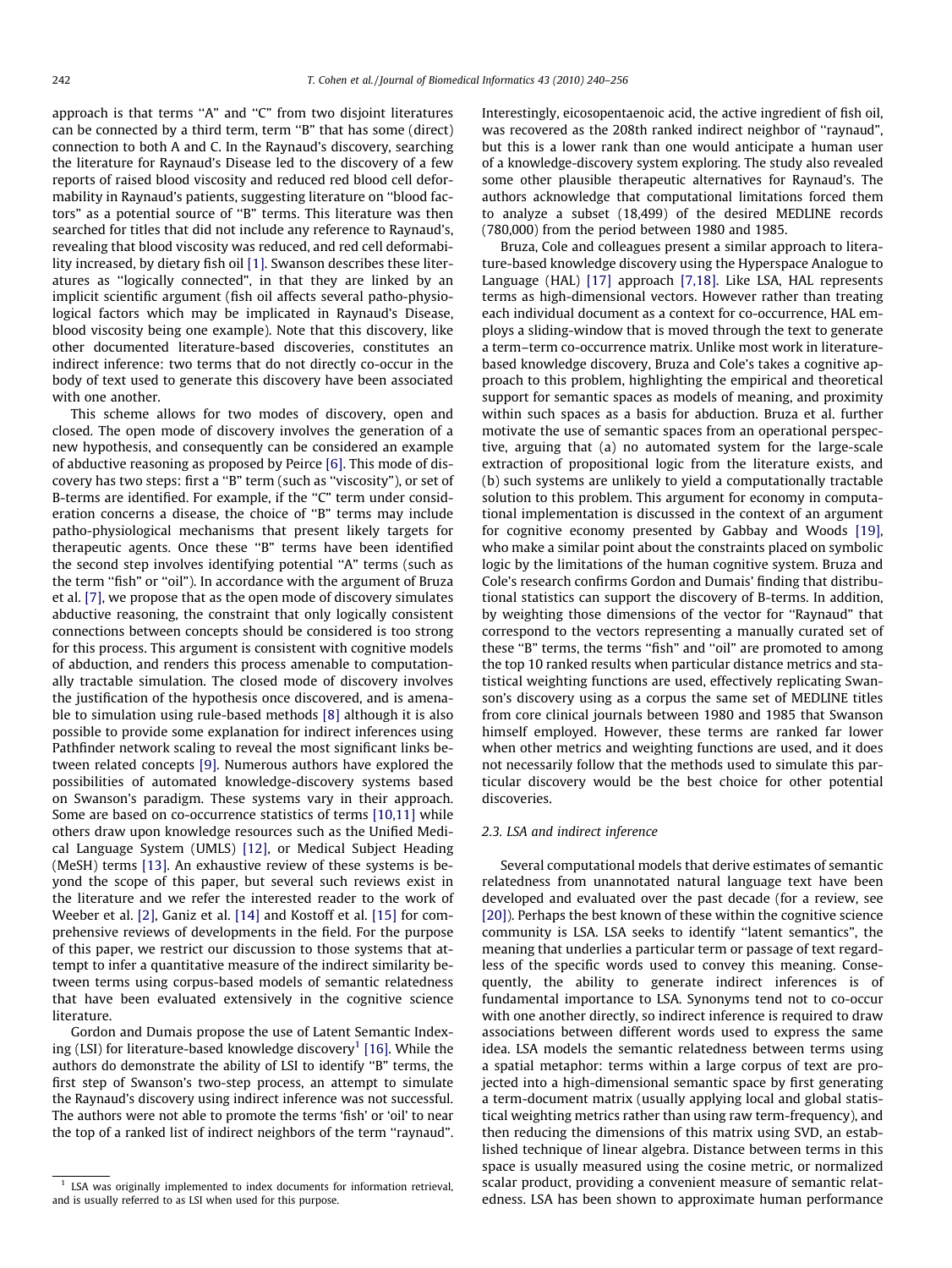approach is that terms "A" and "C" from two disjoint literatures can be connected by a third term, term "B" that has some (direct) connection to both A and C. In the Raynaud's discovery, searching the literature for Raynaud's Disease led to the discovery of a few reports of raised blood viscosity and reduced red blood cell deformability in Raynaud's patients, suggesting literature on "blood factors" as a potential source of "B" terms. This literature was then searched for titles that did not include any reference to Raynaud's, revealing that blood viscosity was reduced, and red cell deformability increased, by dietary fish oil [1]. Swanson describes these literatures as "logically connected", in that they are linked by an implicit scientific argument (fish oil affects several patho-physiological factors which may be implicated in Raynaud's Disease, blood viscosity being one example). Note that this discovery, like other documented literature-based discoveries, constitutes an indirect inference: two terms that do not directly co-occur in the body of text used to generate this discovery have been associated with one another.

This scheme allows for two modes of discovery, open and closed. The open mode of discovery involves the generation of a new hypothesis, and consequently can be considered an example of abductive reasoning as proposed by Peirce [6]. This mode of discovery has two steps: first a "B" term (such as "viscosity"), or set of B-terms are identified. For example, if the "C" term under consideration concerns a disease, the choice of "B" terms may include patho-physiological mechanisms that present likely targets for therapeutic agents. Once these "B" terms have been identified the second step involves identifying potential "A" terms (such as the term "fish" or "oil"). In accordance with the argument of Bruza et al. [7], we propose that as the open mode of discovery simulates abductive reasoning, the constraint that only logically consistent connections between concepts should be considered is too strong for this process. This argument is consistent with cognitive models of abduction, and renders this process amenable to computationally tractable simulation. The closed mode of discovery involves the justification of the hypothesis once discovered, and is amenable to simulation using rule-based methods [8] although it is also possible to provide some explanation for indirect inferences using Pathfinder network scaling to reveal the most significant links between related concepts [9]. Numerous authors have explored the possibilities of automated knowledge-discovery systems based on Swanson's paradigm. These systems vary in their approach. Some are based on co-occurrence statistics of terms [10,11] while others draw upon knowledge resources such as the Unified Medical Language System (UMLS) [12], or Medical Subject Heading (MeSH) terms [13]. An exhaustive review of these systems is beyond the scope of this paper, but several such reviews exist in the literature and we refer the interested reader to the work of Weeber et al. [2], Ganiz et al. [14] and Kostoff et al. [15] for comprehensive reviews of developments in the field. For the purpose of this paper, we restrict our discussion to those systems that attempt to infer a quantitative measure of the indirect similarity between terms using corpus-based models of semantic relatedness that have been evaluated extensively in the cognitive science literature.

Gordon and Dumais propose the use of Latent Semantic Indexing (LSI) for literature-based knowledge discovery[1] [16]. While the authors do demonstrate the ability of LSI to identify "B" terms, the first step of Swanson's two-step process, an attempt to simulate the Raynaud's discovery using indirect inference was not successful. The authors were not able to promote the terms 'fish' or 'oil' to near the top of a ranked list of indirect neighbors of the term "raynaud". Interestingly, eicosopentaenoic acid, the active ingredient of fish oil, was recovered as the 208th ranked indirect neighbor of "raynaud", but this is a lower rank than one would anticipate a human user of a knowledge-discovery system exploring. The study also revealed some other plausible therapeutic alternatives for Raynaud's. The authors acknowledge that computational limitations forced them to analyze a subset (18,499) of the desired MEDLINE records (780,000) from the period between 1980 and 1985.

Bruza, Cole and colleagues present a similar approach to literature-based knowledge discovery using the Hyperspace Analogue to Language (HAL) [17] approach [7,18]. Like LSA, HAL represents terms as high-dimensional vectors. However rather than treating each individual document as a context for co-occurrence, HAL employs a sliding-window that is moved through the text to generate a term–term co-occurrence matrix. Unlike most work in literature-based knowledge discovery, Bruza and Cole's takes a cognitive approach to this problem, highlighting the empirical and theoretical support for semantic spaces as models of meaning, and proximity within such spaces as a basis for abduction. Bruza et al. further motivate the use of semantic spaces from an operational perspective, arguing that (a) no automated system for the large-scale extraction of propositional logic from the literature exists, and (b) such systems are unlikely to yield a computationally tractable solution to this problem. This argument for economy in computational implementation is discussed in the context of an argument for cognitive economy presented by Gabbay and Woods [19], who make a similar point about the constraints placed on symbolic logic by the limitations of the human cognitive system. Bruza and Cole's research confirms Gordon and Dumais' finding that distributional statistics can support the discovery of B-terms. In addition, by weighting those dimensions of the vector for "Raynaud" that correspond to the vectors representing a manually curated set of these "B" terms, the terms "fish" and "oil" are promoted to among the top 10 ranked results when particular distance metrics and statistical weighting functions are used, effectively replicating Swanson's discovery using as a corpus the same set of MEDLINE titles from core clinical journals between 1980 and 1985 that Swanson himself employed. However, these terms are ranked far lower when other metrics and weighting functions are used, and it does not necessarily follow that the methods used to simulate this particular discovery would be the best choice for other potential discoveries.

### 2.3. LSA and indirect inference

Several computational models that derive estimates of semantic relatedness from unannotated natural language text have been developed and evaluated over the past decade (for a review, see [20]). Perhaps the best known of these within the cognitive science community is LSA. LSA seeks to identify "latent semantics", the meaning that underlies a particular term or passage of text regardless of the specific words used to convey this meaning. Consequently, the ability to generate indirect inferences is of fundamental importance to LSA. Synonyms tend not to co-occur with one another directly, so indirect inference is required to draw associations between different words used to express the same idea. LSA models the semantic relatedness between terms using a spatial metaphor: terms within a large corpus of text are projected into a high-dimensional semantic space by first generating a term-document matrix (usually applying local and global statistical weighting metrics rather than using raw term-frequency), and then reducing the dimensions of this matrix using SVD, an established technique of linear algebra. Distance between terms in this space is usually measured using the cosine metric, or normalized scalar product, providing a convenient measure of semantic relatedness. LSA has been shown to approximate human performance

[1] LSA was originally implemented to index documents for information retrieval, and is usually referred to as LSI when used for this purpose.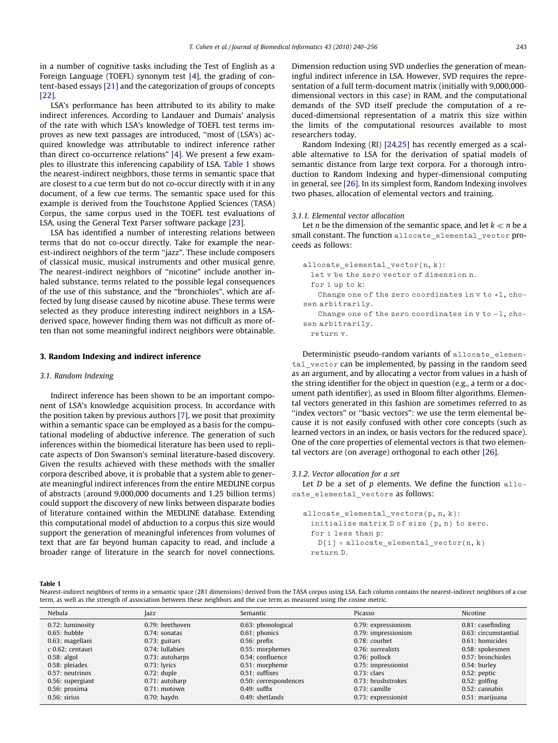in a number of cognitive tasks including the Test of English as a Foreign Language (TOEFL) synonym test [4], the grading of content-based essays [21] and the categorization of groups of concepts [22].

LSA's performance has been attributed to its ability to make indirect inferences. According to Landauer and Dumais' analysis of the rate with which LSA's knowledge of TOEFL test terms improves as new text passages are introduced, "most of (LSA's) acquired knowledge was attributable to indirect inference rather than direct co-occurrence relations" [4]. We present a few examples to illustrate this inferencing capability of LSA. Table 1 shows the nearest-indirect neighbors, those terms in semantic space that are closest to a cue term but do not co-occur directly with it in any document, of a few cue terms. The semantic space used for this example is derived from the Touchstone Applied Sciences (TASA) Corpus, the same corpus used in the TOEFL test evaluations of LSA, using the General Text Parser software package [23].

LSA has identified a number of interesting relations between terms that do not co-occur directly. Take for example the nearest-indirect neighbors of the term "jazz". These include composers of classical music, musical instruments and other musical genre. The nearest-indirect neighbors of "nicotine" include another inhaled substance, terms related to the possible legal consequences of the use of this substance, and the "bronchioles", which are affected by lung disease caused by nicotine abuse. These terms were selected as they produce interesting indirect neighbors in a LSA-derived space, however finding them was not difficult as more often than not some meaningful indirect neighbors were obtainable.

## 3. Random Indexing and indirect inference

### 3.1. Random Indexing

Indirect inference has been shown to be an important component of LSA's knowledge acquisition process. In accordance with the position taken by previous authors [7], we posit that proximity within a semantic space can be employed as a basis for the computational modeling of abductive inference. The generation of such inferences within the biomedical literature has been used to replicate aspects of Don Swanson's seminal literature-based discovery. Given the results achieved with these methods with the smaller corpora described above, it is probable that a system able to generate meaningful indirect inferences from the entire MEDLINE corpus of abstracts (around 9,000,000 documents and 1.25 billion terms) could support the discovery of new links between disparate bodies of literature contained within the MEDLINE database. Extending this computational model of abduction to a corpus this size would support the generation of meaningful inferences from volumes of text that are far beyond human capacity to read, and include a broader range of literature in the search for novel connections. Dimension reduction using SVD underlies the generation of meaningful indirect inference in LSA. However, SVD requires the representation of a full term-document matrix (initially with 9,000,000-dimensional vectors in this case) in RAM, and the computational demands of the SVD itself preclude the computation of a reduced-dimensional representation of a matrix this size within the limits of the computational resources available to most researchers today.

Random Indexing (RI) [24,25] has recently emerged as a scalable alternative to LSA for the derivation of spatial models of semantic distance from large text corpora. For a thorough introduction to Random Indexing and hyper-dimensional computing in general, see [26]. In its simplest form, Random Indexing involves two phases, allocation of elemental vectors and training.

#### 3.1.1. Elemental vector allocation

Let $n$ be the dimension of the semantic space, and let $k \ll n$ be a small constant. The function `allocate_elemental_vector` proceeds as follows:

```
allocate_elemental_vector(n, k):
  let v be the zero vector of dimension n.
  for i up to k:
    Change one of the zero coordinates in v to +1, chosen arbitrarily.
    Change one of the zero coordinates in v to −1, chosen arbitrarily.
  return v.
```

Deterministic pseudo-random variants of `allocate_elemental_vector` can be implemented, by passing in the random seed as an argument, and by allocating a vector from values in a hash of the string identifier for the object in question (e.g., a term or a document path identifier), as used in Bloom filter algorithms. Elemental vectors generated in this fashion are sometimes referred to as "index vectors" or "basic vectors": we use the term elemental because it is not easily confused with other core concepts (such as learned vectors in an index, or basis vectors for the reduced space). One of the core properties of elemental vectors is that two elemental vectors are (on average) orthogonal to each other [26].

#### 3.1.2. Vector allocation for a set

Let $D$ be a set of $p$ elements. We define the function `allocate_elemental_vectors` as follows:

```
allocate_elemental_vectors(p, n, k):
  initialize matrix D of size (p, n) to zero.
  for i less than p:
    D[i] = allocate_elemental_vector(n, k)
  return D.
```

**Table 1**
Nearest-indirect neighbors of terms in a semantic space (281 dimensions) derived from the TASA corpus using LSA. Each column contains the nearest-indirect neighbors of a cue term, as well as the strength of association between these neighbors and the cue term as measured using the cosine metric.

| Nebula | Jazz | Semantic | Picasso | Nicotine |
|---|---|---|---|---|
| 0.72: luminosity | 0.79: beethoven | 0.63: phonological | 0.79: expressionism | 0.81: casefinding |
| 0.65: hubble | 0.74: sonatas | 0.61: phonics | 0.79: impressionism | 0.63: circumstantial |
| 0.63: magellani | 0.73: guitars | 0.56: prefix | 0.78: courbet | 0.61: homicides |
| c 0.62: centauri | 0.74: lullabies | 0.55: morphemes | 0.76: surrealists | 0.58: spokesmen |
| 0.58: algol | 0.73: autoharps | 0.54: confluence | 0.76: pollock | 0.57: bronchioles |
| 0.58: pleiades | 0.73: lyrics | 0.51: morpheme | 0.75: impressionist | 0.54: burley |
| 0.57: neutrinos | 0.72: duple | 0.51: suffixes | 0.73: claes | 0.52: peptic |
| 0.56: supergiant | 0.71: autoharp | 0.50: correspondences | 0.73: brushstrokes | 0.52: golfing |
| 0.56: proxima | 0.71: motown | 0.49: suffix | 0.73: camille | 0.52: cannabis |
| 0.56: sirius | 0.70: haydn | 0.49: shetlands | 0.73: expressionist | 0.51: marijuana |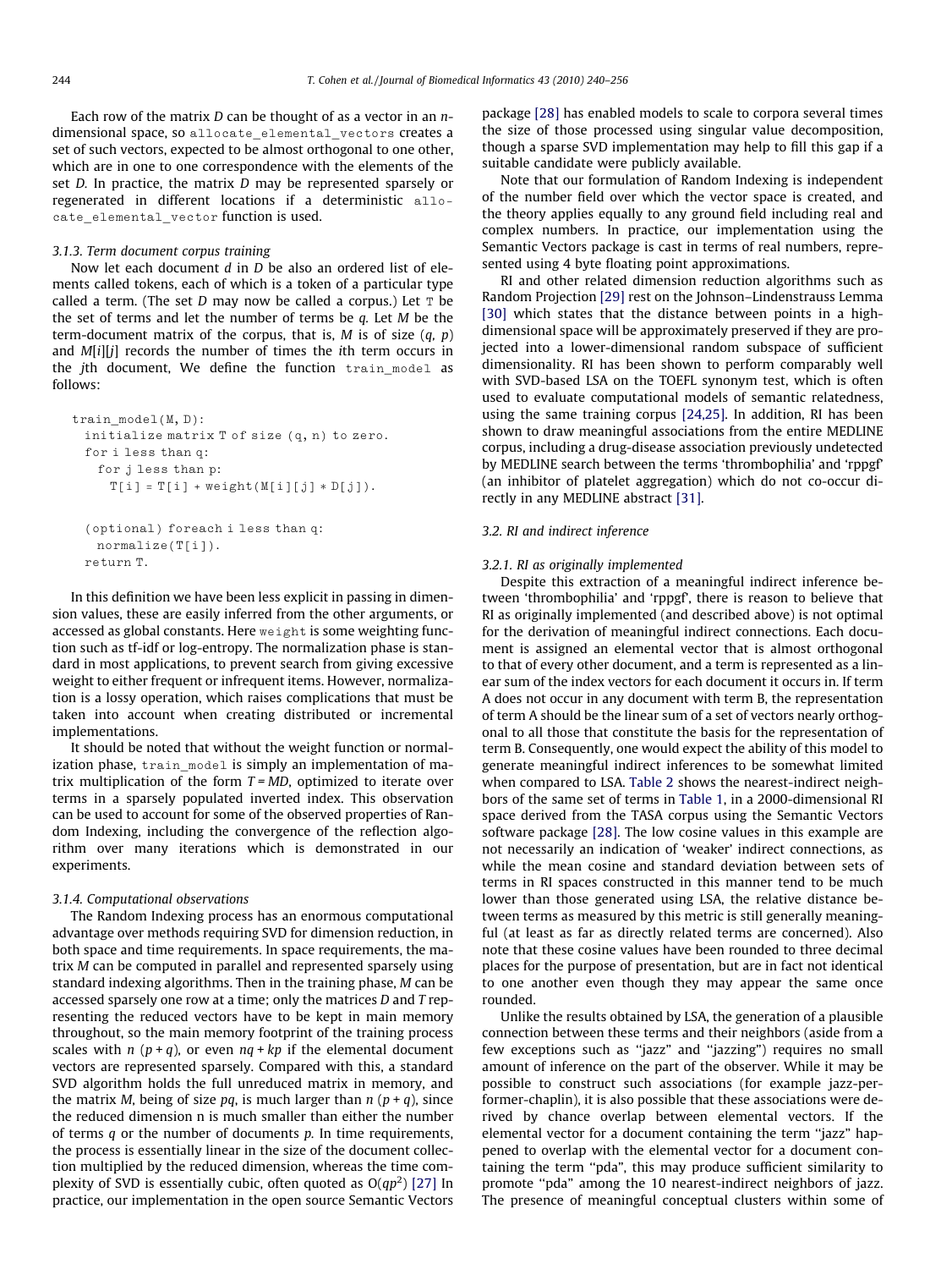Each row of the matrix $D$ can be thought of as a vector in an $n$-dimensional space, so `allocate_elemental_vectors` creates a set of such vectors, expected to be almost orthogonal to one other, which are in one to one correspondence with the elements of the set $D$. In practice, the matrix $D$ may be represented sparsely or regenerated in different locations if a deterministic `allocate_elemental_vector` function is used.

### 3.1.3. Term document corpus training

Now let each document $d$ in $D$ be also an ordered list of elements called tokens, each of which is a token of a particular type called a term. (The set $D$ may now be called a corpus.) Let `T` be the set of terms and let the number of terms be $q$. Let $M$ be the term-document matrix of the corpus, that is, $M$ is of size $(q, p)$ and $M[i][j]$ records the number of times the $i$th term occurs in the $j$th document, We define the function `train_model` as follows:

```
train_model(M, D):
  initialize matrix T of size (q, n) to zero.
  for i less than q:
    for j less than p:
      T[i] = T[i] + weight(M[i][j] * D[j]).

  (optional) foreach i less than q:
    normalize(T[i]).
  return T.
```

In this definition we have been less explicit in passing in dimension values, these are easily inferred from the other arguments, or accessed as global constants. Here `weight` is some weighting function such as tf-idf or log-entropy. The normalization phase is standard in most applications, to prevent search from giving excessive weight to either frequent or infrequent items. However, normalization is a lossy operation, which raises complications that must be taken into account when creating distributed or incremental implementations.

It should be noted that without the weight function or normalization phase, `train_model` is simply an implementation of matrix multiplication of the form $T = MD$, optimized to iterate over terms in a sparsely populated inverted index. This observation can be used to account for some of the observed properties of Random Indexing, including the convergence of the reflection algorithm over many iterations which is demonstrated in our experiments.

### 3.1.4. Computational observations

The Random Indexing process has an enormous computational advantage over methods requiring SVD for dimension reduction, in both space and time requirements. In space requirements, the matrix $M$ can be computed in parallel and represented sparsely using standard indexing algorithms. Then in the training phase, $M$ can be accessed sparsely one row at a time; only the matrices $D$ and $T$ representing the reduced vectors have to be kept in main memory throughout, so the main memory footprint of the training process scales with $n\ (p + q)$, or even $nq + kp$ if the elemental document vectors are represented sparsely. Compared with this, a standard SVD algorithm holds the full unreduced matrix in memory, and the matrix $M$, being of size $pq$, is much larger than $n\ (p + q)$, since the reduced dimension n is much smaller than either the number of terms $q$ or the number of documents $p$. In time requirements, the process is essentially linear in the size of the document collection multiplied by the reduced dimension, whereas the time complexity of SVD is essentially cubic, often quoted as $O(qp^2)$ [27] In practice, our implementation in the open source Semantic Vectors package [28] has enabled models to scale to corpora several times the size of those processed using singular value decomposition, though a sparse SVD implementation may help to fill this gap if a suitable candidate were publicly available.

Note that our formulation of Random Indexing is independent of the number field over which the vector space is created, and the theory applies equally to any ground field including real and complex numbers. In practice, our implementation using the Semantic Vectors package is cast in terms of real numbers, represented using 4 byte floating point approximations.

RI and other related dimension reduction algorithms such as Random Projection [29] rest on the Johnson–Lindenstrauss Lemma [30] which states that the distance between points in a high-dimensional space will be approximately preserved if they are projected into a lower-dimensional random subspace of sufficient dimensionality. RI has been shown to perform comparably well with SVD-based LSA on the TOEFL synonym test, which is often used to evaluate computational models of semantic relatedness, using the same training corpus [24,25]. In addition, RI has been shown to draw meaningful associations from the entire MEDLINE corpus, including a drug-disease association previously undetected by MEDLINE search between the terms 'thrombophilia' and 'rppgf' (an inhibitor of platelet aggregation) which do not co-occur directly in any MEDLINE abstract [31].

## 3.2. RI and indirect inference

### 3.2.1. RI as originally implemented

Despite this extraction of a meaningful indirect inference between 'thrombophilia' and 'rppgf', there is reason to believe that RI as originally implemented (and described above) is not optimal for the derivation of meaningful indirect connections. Each document is assigned an elemental vector that is almost orthogonal to that of every other document, and a term is represented as a linear sum of the index vectors for each document it occurs in. If term A does not occur in any document with term B, the representation of term A should be the linear sum of a set of vectors nearly orthogonal to all those that constitute the basis for the representation of term B. Consequently, one would expect the ability of this model to generate meaningful indirect inferences to be somewhat limited when compared to LSA. Table 2 shows the nearest-indirect neighbors of the same set of terms in Table 1, in a 2000-dimensional RI space derived from the TASA corpus using the Semantic Vectors software package [28]. The low cosine values in this example are not necessarily an indication of 'weaker' indirect connections, as while the mean cosine and standard deviation between sets of terms in RI spaces constructed in this manner tend to be much lower than those generated using LSA, the relative distance between terms as measured by this metric is still generally meaningful (at least as far as directly related terms are concerned). Also note that these cosine values have been rounded to three decimal places for the purpose of presentation, but are in fact not identical to one another even though they may appear the same once rounded.

Unlike the results obtained by LSA, the generation of a plausible connection between these terms and their neighbors (aside from a few exceptions such as "jazz" and "jazzing") requires no small amount of inference on the part of the observer. While it may be possible to construct such associations (for example jazz-performer-chaplin), it is also possible that these associations were derived by chance overlap between elemental vectors. If the elemental vector for a document containing the term "jazz" happened to overlap with the elemental vector for a document containing the term "pda", this may produce sufficient similarity to promote "pda" among the 10 nearest-indirect neighbors of jazz. The presence of meaningful conceptual clusters within some of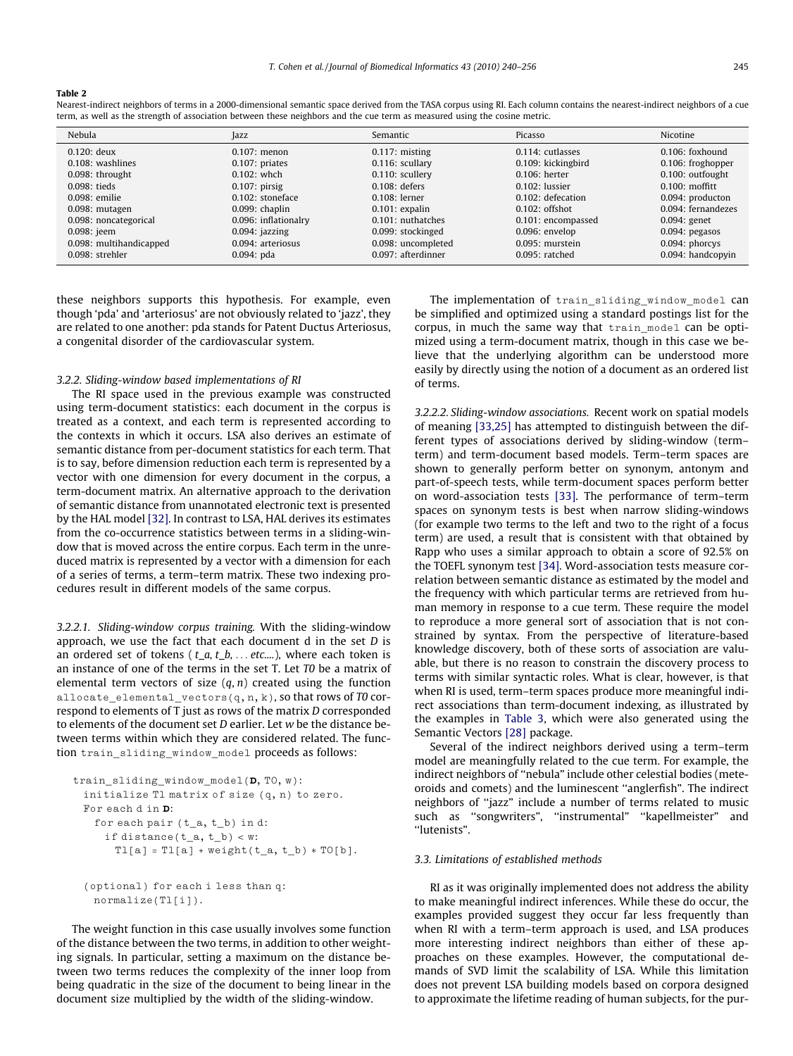**Table 2**
Nearest-indirect neighbors of terms in a 2000-dimensional semantic space derived from the TASA corpus using RI. Each column contains the nearest-indirect neighbors of a cue term, as well as the strength of association between these neighbors and the cue term as measured using the cosine metric.

| Nebula | Jazz | Semantic | Picasso | Nicotine |
|---|---|---|---|---|
| 0.120: deux | 0.107: menon | 0.117: misting | 0.114: cutlasses | 0.106: foxhound |
| 0.108: washlines | 0.107: priates | 0.116: scullary | 0.109: kickingbird | 0.106: froghopper |
| 0.098: throught | 0.102: whch | 0.110: scullery | 0.106: herter | 0.100: outfought |
| 0.098: tieds | 0.107: pirsig | 0.108: defers | 0.102: lussier | 0.100: moffitt |
| 0.098: emilie | 0.102: stoneface | 0.108: lerner | 0.102: defecation | 0.094: producton |
| 0.098: mutagen | 0.099: chaplin | 0.101: expalin | 0.102: offshot | 0.094: fernandezes |
| 0.098: noncategorical | 0.096: inflationalry | 0.101: nuthatches | 0.101: encompassed | 0.094: genet |
| 0.098: jeem | 0.094: jazzing | 0.099: stockinged | 0.096: envelop | 0.094: pegasos |
| 0.098: multihandicapped | 0.094: arteriosus | 0.098: uncompleted | 0.095: murstein | 0.094: phorcys |
| 0.098: strehler | 0.094: pda | 0.097: afterdinner | 0.095: ratched | 0.094: handcopyin |

these neighbors supports this hypothesis. For example, even though 'pda' and 'arteriosus' are not obviously related to 'jazz', they are related to one another: pda stands for Patent Ductus Arteriosus, a congenital disorder of the cardiovascular system.

### 3.2.2. Sliding-window based implementations of RI

The RI space used in the previous example was constructed using term-document statistics: each document in the corpus is treated as a context, and each term is represented according to the contexts in which it occurs. LSA also derives an estimate of semantic distance from per-document statistics for each term. That is to say, before dimension reduction each term is represented by a vector with one dimension for every document in the corpus, a term-document matrix. An alternative approach to the derivation of semantic distance from unannotated electronic text is presented by the HAL model [32]. In contrast to LSA, HAL derives its estimates from the co-occurrence statistics between terms in a sliding-window that is moved across the entire corpus. Each term in the unreduced matrix is represented by a vector with a dimension for each of a series of terms, a term–term matrix. These two indexing procedures result in different models of the same corpus.

#### 3.2.2.1. Sliding-window corpus training.

With the sliding-window approach, we use the fact that each document d in the set *D* is an ordered set of tokens ( *t_a, t_b, ... etc.*...), where each token is an instance of one of the terms in the set T. Let *T0* be a matrix of elemental term vectors of size $(q, n)$ created using the function `allocate_elemental_vectors(q, n, k)`, so that rows of *T0* correspond to elements of T just as rows of the matrix *D* corresponded to elements of the document set *D* earlier. Let *w* be the distance between terms within which they are considered related. The function `train_sliding_window_model` proceeds as follows:

```
train_sliding_window_model(D, T0, w):
  initialize T1 matrix of size (q, n) to zero.
  For each d in D:
    for each pair (t_a, t_b) in d:
      if distance(t_a, t_b) < w:
        T1[a] = T1[a] + weight(t_a, t_b) * T0[b].

  (optional) for each i less than q:
    normalize(T1[i]).
```

The weight function in this case usually involves some function of the distance between the two terms, in addition to other weighting signals. In particular, setting a maximum on the distance between two terms reduces the complexity of the inner loop from being quadratic in the size of the document to being linear in the document size multiplied by the width of the sliding-window.

The implementation of `train_sliding_window_model` can be simplified and optimized using a standard postings list for the corpus, in much the same way that `train_model` can be optimized using a term-document matrix, though in this case we believe that the underlying algorithm can be understood more easily by directly using the notion of a document as an ordered list of terms.

#### 3.2.2.2. Sliding-window associations.

Recent work on spatial models of meaning [33,25] has attempted to distinguish between the different types of associations derived by sliding-window (term–term) and term-document based models. Term–term spaces are shown to generally perform better on synonym, antonym and part-of-speech tests, while term-document spaces perform better on word-association tests [33]. The performance of term–term spaces on synonym tests is best when narrow sliding-windows (for example two terms to the left and two to the right of a focus term) are used, a result that is consistent with that obtained by Rapp who uses a similar approach to obtain a score of 92.5% on the TOEFL synonym test [34]. Word-association tests measure correlation between semantic distance as estimated by the model and the frequency with which particular terms are retrieved from human memory in response to a cue term. These require the model to reproduce a more general sort of association that is not constrained by syntax. From the perspective of literature-based knowledge discovery, both of these sorts of association are valuable, but there is no reason to constrain the discovery process to terms with similar syntactic roles. What is clear, however, is that when RI is used, term–term spaces produce more meaningful indirect associations than term-document indexing, as illustrated by the examples in Table 3, which were also generated using the Semantic Vectors [28] package.

Several of the indirect neighbors derived using a term–term model are meaningfully related to the cue term. For example, the indirect neighbors of "nebula" include other celestial bodies (meteoroids and comets) and the luminescent "anglerfish". The indirect neighbors of "jazz" include a number of terms related to music such as "songwriters", "instrumental" "kapellmeister" and "lutenists".

### 3.3. Limitations of established methods

RI as it was originally implemented does not address the ability to make meaningful indirect inferences. While these do occur, the examples provided suggest they occur far less frequently than when RI with a term–term approach is used, and LSA produces more interesting indirect neighbors than either of these approaches on these examples. However, the computational demands of SVD limit the scalability of LSA. While this limitation does not prevent LSA building models based on corpora designed to approximate the lifetime reading of human subjects, for the pur-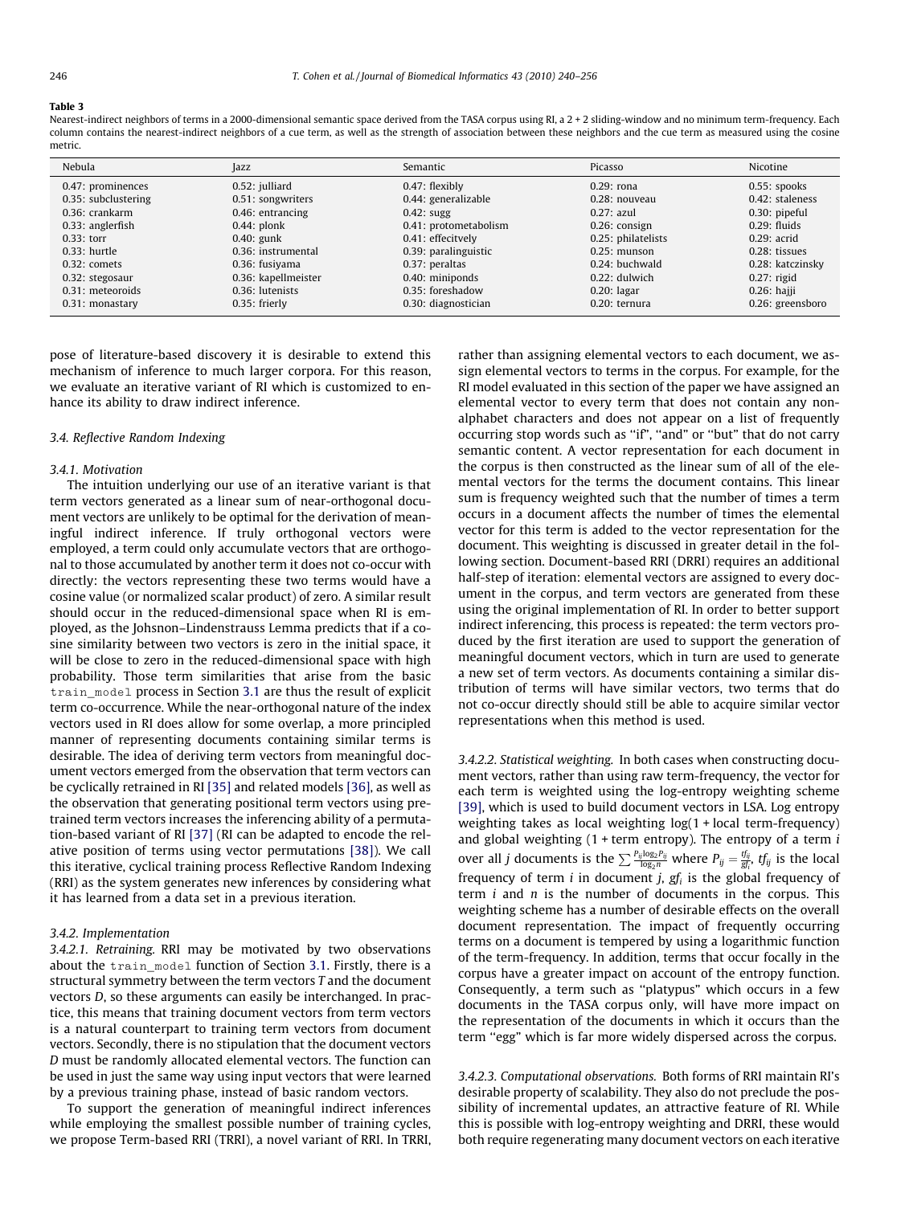**Table 3**
Nearest-indirect neighbors of terms in a 2000-dimensional semantic space derived from the TASA corpus using RI, a 2 + 2 sliding-window and no minimum term-frequency. Each column contains the nearest-indirect neighbors of a cue term, as well as the strength of association between these neighbors and the cue term as measured using the cosine metric.

| Nebula | Jazz | Semantic | Picasso | Nicotine |
|---|---|---|---|---|
| 0.47: prominences | 0.52: julliard | 0.47: flexibly | 0.29: rona | 0.55: spooks |
| 0.35: subclustering | 0.51: songwriters | 0.44: generalizable | 0.28: nouveau | 0.42: staleness |
| 0.36: crankarm | 0.46: entrancing | 0.42: sugg | 0.27: azul | 0.30: pipeful |
| 0.33: anglerfish | 0.44: plonk | 0.41: protometabolism | 0.26: consign | 0.29: fluids |
| 0.33: torr | 0.40: gunk | 0.41: effecitvely | 0.25: philatelists | 0.29: acrid |
| 0.33: hurtle | 0.36: instrumental | 0.39: paralinguistic | 0.25: munson | 0.28: tissues |
| 0.32: comets | 0.36: fusiyama | 0.37: peraltas | 0.24: buchwald | 0.28: katczinsky |
| 0.32: stegosaur | 0.36: kapellmeister | 0.40: miniponds | 0.22: dulwich | 0.27: rigid |
| 0.31: meteoroids | 0.36: lutenists | 0.35: foreshadow | 0.20: lagar | 0.26: hajji |
| 0.31: monastary | 0.35: frierly | 0.30: diagnostician | 0.20: ternura | 0.26: greensboro |

pose of literature-based discovery it is desirable to extend this mechanism of inference to much larger corpora. For this reason, we evaluate an iterative variant of RI which is customized to enhance its ability to draw indirect inference.

### 3.4. Reflective Random Indexing

#### 3.4.1. Motivation

The intuition underlying our use of an iterative variant is that term vectors generated as a linear sum of near-orthogonal document vectors are unlikely to be optimal for the derivation of meaningful indirect inference. If truly orthogonal vectors were employed, a term could only accumulate vectors that are orthogonal to those accumulated by another term it does not co-occur with directly: the vectors representing these two terms would have a cosine value (or normalized scalar product) of zero. A similar result should occur in the reduced-dimensional space when RI is employed, as the Johsnon–Lindenstrauss Lemma predicts that if a cosine similarity between two vectors is zero in the initial space, it will be close to zero in the reduced-dimensional space with high probability. Those term similarities that arise from the basic `train_model` process in Section 3.1 are thus the result of explicit term co-occurrence. While the near-orthogonal nature of the index vectors used in RI does allow for some overlap, a more principled manner of representing documents containing similar terms is desirable. The idea of deriving term vectors from meaningful document vectors emerged from the observation that term vectors can be cyclically retrained in RI [35] and related models [36], as well as the observation that generating positional term vectors using pretrained term vectors increases the inferencing ability of a permutation-based variant of RI [37] (RI can be adapted to encode the relative position of terms using vector permutations [38]). We call this iterative, cyclical training process Reflective Random Indexing (RRI) as the system generates new inferences by considering what it has learned from a data set in a previous iteration.

#### 3.4.2. Implementation

*3.4.2.1. Retraining.* RRI may be motivated by two observations about the `train_model` function of Section 3.1. Firstly, there is a structural symmetry between the term vectors $T$ and the document vectors $D$, so these arguments can easily be interchanged. In practice, this means that training document vectors from term vectors is a natural counterpart to training term vectors from document vectors. Secondly, there is no stipulation that the document vectors $D$ must be randomly allocated elemental vectors. The function can be used in just the same way using input vectors that were learned by a previous training phase, instead of basic random vectors.

To support the generation of meaningful indirect inferences while employing the smallest possible number of training cycles, we propose Term-based RRI (TRRI), a novel variant of RRI. In TRRI, rather than assigning elemental vectors to each document, we assign elemental vectors to terms in the corpus. For example, for the RI model evaluated in this section of the paper we have assigned an elemental vector to every term that does not contain any non-alphabet characters and does not appear on a list of frequently occurring stop words such as "if", "and" or "but" that do not carry semantic content. A vector representation for each document in the corpus is then constructed as the linear sum of all of the elemental vectors for the terms the document contains. This linear sum is frequency weighted such that the number of times a term occurs in a document affects the number of times the elemental vector for this term is added to the vector representation for the document. This weighting is discussed in greater detail in the following section. Document-based RRI (DRRI) requires an additional half-step of iteration: elemental vectors are assigned to every document in the corpus, and term vectors are generated from these using the original implementation of RI. In order to better support indirect inferencing, this process is repeated: the term vectors produced by the first iteration are used to support the generation of meaningful document vectors, which in turn are used to generate a new set of term vectors. As documents containing a similar distribution of terms will have similar vectors, two terms that do not co-occur directly should still be able to acquire similar vector representations when this method is used.

*3.4.2.2. Statistical weighting.* In both cases when constructing document vectors, rather than using raw term-frequency, the vector for each term is weighted using the log-entropy weighting scheme [39], which is used to build document vectors in LSA. Log entropy weighting takes as local weighting log(1 + local term-frequency) and global weighting (1 + term entropy). The entropy of a term $i$ over all $j$ documents is the $\sum \frac{P_{ij}\log_2 P_{ij}}{\log_2 n}$ where $P_{ij} = \frac{tf_{ij}}{gf_i}$, $tf_{ij}$ is the local frequency of term $i$ in document $j$, $gf_i$ is the global frequency of term $i$ and $n$ is the number of documents in the corpus. This weighting scheme has a number of desirable effects on the overall document representation. The impact of frequently occurring terms on a document is tempered by using a logarithmic function of the term-frequency. In addition, terms that occur focally in the corpus have a greater impact on account of the entropy function. Consequently, a term such as "platypus" which occurs in a few documents in the TASA corpus only, will have more impact on the representation of the documents in which it occurs than the term "egg" which is far more widely dispersed across the corpus.

*3.4.2.3. Computational observations.* Both forms of RRI maintain RI's desirable property of scalability. They also do not preclude the possibility of incremental updates, an attractive feature of RI. While this is possible with log-entropy weighting and DRRI, these would both require regenerating many document vectors on each iterative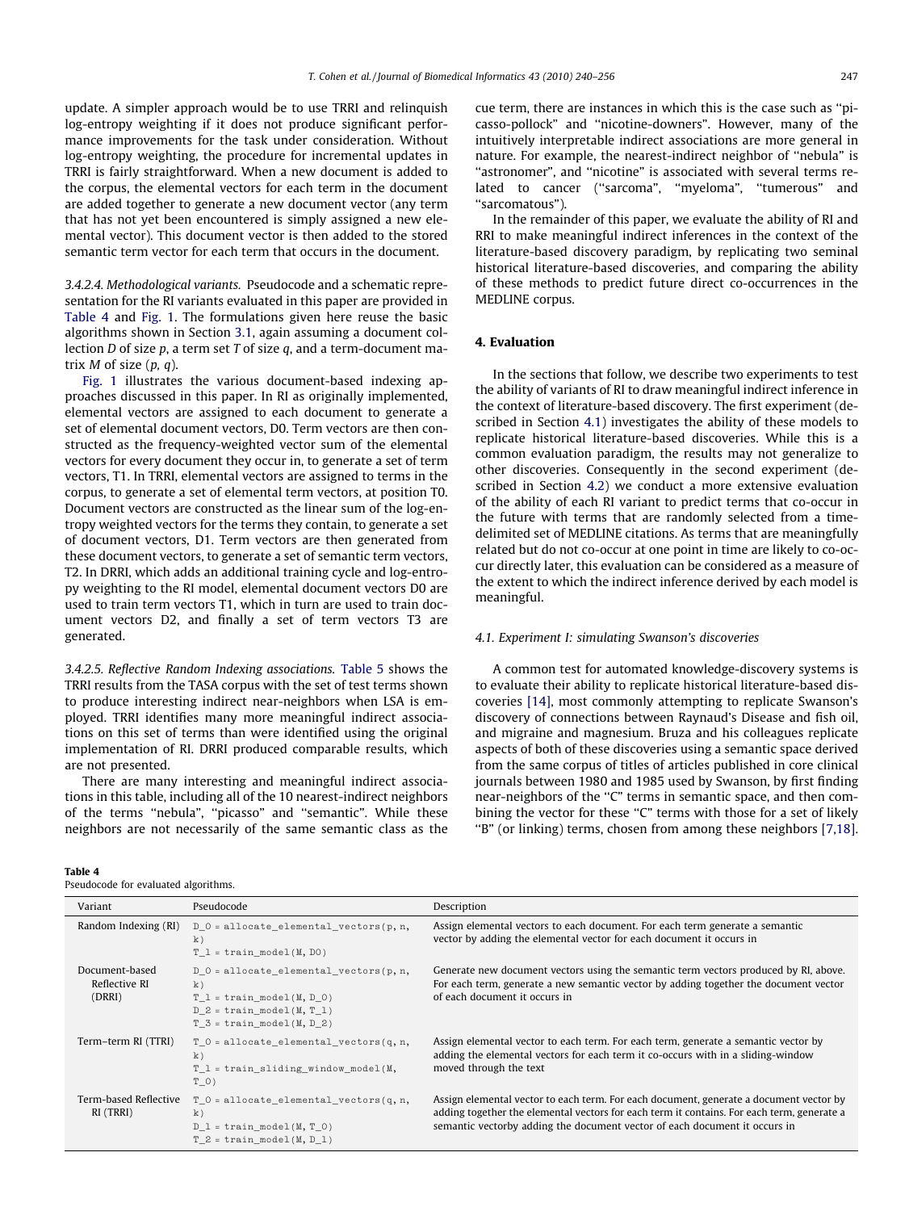update. A simpler approach would be to use TRRI and relinquish log-entropy weighting if it does not produce significant performance improvements for the task under consideration. Without log-entropy weighting, the procedure for incremental updates in TRRI is fairly straightforward. When a new document is added to the corpus, the elemental vectors for each term in the document are added together to generate a new document vector (any term that has not yet been encountered is simply assigned a new elemental vector). This document vector is then added to the stored semantic term vector for each term that occurs in the document.

*3.4.2.4. Methodological variants.* Pseudocode and a schematic representation for the RI variants evaluated in this paper are provided in Table 4 and Fig. 1. The formulations given here reuse the basic algorithms shown in Section 3.1, again assuming a document collection $D$ of size $p$, a term set $T$ of size $q$, and a term-document matrix $M$ of size $(p, q)$.

Fig. 1 illustrates the various document-based indexing approaches discussed in this paper. In RI as originally implemented, elemental vectors are assigned to each document to generate a set of elemental document vectors, D0. Term vectors are then constructed as the frequency-weighted vector sum of the elemental vectors for every document they occur in, to generate a set of term vectors, T1. In TRRI, elemental vectors are assigned to terms in the corpus, to generate a set of elemental term vectors, at position T0. Document vectors are constructed as the linear sum of the log-entropy weighted vectors for the terms they contain, to generate a set of document vectors, D1. Term vectors are then generated from these document vectors, to generate a set of semantic term vectors, T2. In DRRI, which adds an additional training cycle and log-entropy weighting to the RI model, elemental document vectors D0 are used to train term vectors T1, which in turn are used to train document vectors D2, and finally a set of term vectors T3 are generated.

*3.4.2.5. Reflective Random Indexing associations.* Table 5 shows the TRRI results from the TASA corpus with the set of test terms shown to produce interesting indirect near-neighbors when LSA is employed. TRRI identifies many more meaningful indirect associations on this set of terms than were identified using the original implementation of RI. DRRI produced comparable results, which are not presented.

There are many interesting and meaningful indirect associations in this table, including all of the 10 nearest-indirect neighbors of the terms "nebula", "picasso" and "semantic". While these neighbors are not necessarily of the same semantic class as the cue term, there are instances in which this is the case such as "picasso-pollock" and "nicotine-downers". However, many of the intuitively interpretable indirect associations are more general in nature. For example, the nearest-indirect neighbor of "nebula" is "astronomer", and "nicotine" is associated with several terms related to cancer ("sarcoma", "myeloma", "tumerous" and "sarcomatous").

In the remainder of this paper, we evaluate the ability of RI and RRI to make meaningful indirect inferences in the context of the literature-based discovery paradigm, by replicating two seminal historical literature-based discoveries, and comparing the ability of these methods to predict future direct co-occurrences in the MEDLINE corpus.

## 4. Evaluation

In the sections that follow, we describe two experiments to test the ability of variants of RI to draw meaningful indirect inference in the context of literature-based discovery. The first experiment (described in Section 4.1) investigates the ability of these models to replicate historical literature-based discoveries. While this is a common evaluation paradigm, the results may not generalize to other discoveries. Consequently in the second experiment (described in Section 4.2) we conduct a more extensive evaluation of the ability of each RI variant to predict terms that co-occur in the future with terms that are randomly selected from a time-delimited set of MEDLINE citations. As terms that are meaningfully related but do not co-occur at one point in time are likely to co-occur directly later, this evaluation can be considered as a measure of the extent to which the indirect inference derived by each model is meaningful.

### 4.1. Experiment I: simulating Swanson's discoveries

A common test for automated knowledge-discovery systems is to evaluate their ability to replicate historical literature-based discoveries [14], most commonly attempting to replicate Swanson's discovery of connections between Raynaud's Disease and fish oil, and migraine and magnesium. Bruza and his colleagues replicate aspects of both of these discoveries using a semantic space derived from the same corpus of titles of articles published in core clinical journals between 1980 and 1985 used by Swanson, by first finding near-neighbors of the "C" terms in semantic space, and then combining the vector for these "C" terms with those for a set of likely "B" (or linking) terms, chosen from among these neighbors [7,18].

**Table 4**
Pseudocode for evaluated algorithms.

| Variant | Pseudocode | Description |
|---|---|---|
| Random Indexing (RI) | `D_0 = allocate_elemental_vectors(p, n, k)`<br>`T_1 = train_model(M, D0)` | Assign elemental vectors to each document. For each term generate a semantic vector by adding the elemental vector for each document it occurs in |
| Document-based Reflective RI (DRRI) | `D_0 = allocate_elemental_vectors(p, n, k)`<br>`T_1 = train_model(M, D_0)`<br>`D_2 = train_model(M, T_1)`<br>`T_3 = train_model(M, D_2)` | Generate new document vectors using the semantic term vectors produced by RI, above. For each term, generate a new semantic vector by adding together the document vector of each document it occurs in |
| Term–term RI (TRI) | `T_0 = allocate_elemental_vectors(q, n, k)`<br>`T_1 = train_sliding_window_model(M, T_0)` | Assign elemental vector to each term. For each term, generate a semantic vector by adding the elemental vectors for each term it co-occurs with in a sliding-window moved through the text |
| Term-based Reflective RI (TRRI) | `T_0 = allocate_elemental_vectors(q, n, k)`<br>`D_1 = train_model(M, T_0)`<br>`T_2 = train_model(M, D_1)` | Assign elemental vector to each term. For each document, generate a document vector by adding together the elemental vectors for each term it contains. For each term, generate a semantic vectorby adding the document vector of each document it occurs in |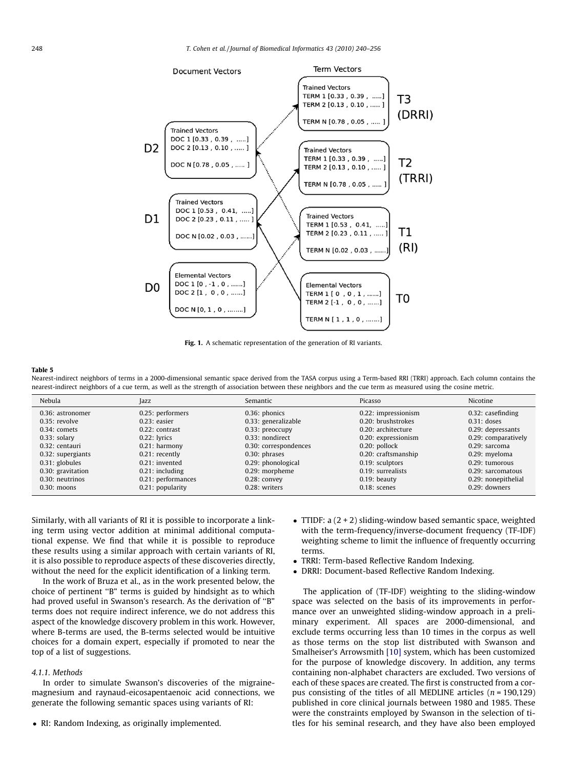Fig. 1. A schematic representation of the generation of RI variants.

**Table 5**

Nearest-indirect neighbors of terms in a 2000-dimensional semantic space derived from the TASA corpus using a Term-based RRI (TRRI) approach. Each column contains the nearest-indirect neighbors of a cue term, as well as the strength of association between these neighbors and the cue term as measured using the cosine metric.

| Nebula | Jazz | Semantic | Picasso | Nicotine |
|---|---|---|---|---|
| 0.36: astronomer | 0.25: performers | 0.36: phonics | 0.22: impressionism | 0.32: casefinding |
| 0.35: revolve | 0.23: easier | 0.33: generalizable | 0.20: brushstrokes | 0.31: doses |
| 0.34: comets | 0.22: contrast | 0.33: preoccupy | 0.20: architecture | 0.29: depressants |
| 0.33: solary | 0.22: lyrics | 0.33: nondirect | 0.20: expressionism | 0.29: comparatively |
| 0.32: centauri | 0.21: harmony | 0.30: correspondences | 0.20: pollock | 0.29: sarcoma |
| 0.32: supergiants | 0.21: recently | 0.30: phrases | 0.20: craftsmanship | 0.29: myeloma |
| 0.31: globules | 0.21: invented | 0.29: phonological | 0.19: sculptors | 0.29: tumorous |
| 0.30: gravitation | 0.21: including | 0.29: morpheme | 0.19: surrealists | 0.29: sarcomatous |
| 0.30: neutrinos | 0.21: performances | 0.28: convey | 0.19: beauty | 0.29: nonepithelial |
| 0.30: moons | 0.21: popularity | 0.28: writers | 0.18: scenes | 0.29: downers |

Similarly, with all variants of RI it is possible to incorporate a linking term using vector addition at minimal additional computational expense. We find that while it is possible to reproduce these results using a similar approach with certain variants of RI, it is also possible to reproduce aspects of these discoveries directly, without the need for the explicit identification of a linking term.

In the work of Bruza et al., as in the work presented below, the choice of pertinent "B" terms is guided by hindsight as to which had proved useful in Swanson's research. As the derivation of "B" terms does not require indirect inference, we do not address this aspect of the knowledge discovery problem in this work. However, where B-terms are used, the B-terms selected would be intuitive choices for a domain expert, especially if promoted to near the top of a list of suggestions.

#### 4.1.1. Methods

In order to simulate Swanson's discoveries of the migraine-magnesium and raynaud-eicosapentaenoic acid connections, we generate the following semantic spaces using variants of RI:

- RI: Random Indexing, as originally implemented.
- TTIDF: a (2 + 2) sliding-window based semantic space, weighted with the term-frequency/inverse-document frequency (TF-IDF) weighting scheme to limit the influence of frequently occurring terms.
- TRRI: Term-based Reflective Random Indexing.
- DRRI: Document-based Reflective Random Indexing.

The application of (TF-IDF) weighting to the sliding-window space was selected on the basis of its improvements in performance over an unweighted sliding-window approach in a preliminary experiment. All spaces are 2000-dimensional, and exclude terms occurring less than 10 times in the corpus as well as those terms on the stop list distributed with Swanson and Smalheiser's Arrowsmith [10] system, which has been customized for the purpose of knowledge discovery. In addition, any terms containing non-alphabet characters are excluded. Two versions of each of these spaces are created. The first is constructed from a corpus consisting of the titles of all MEDLINE articles ($n$ = 190,129) published in core clinical journals between 1980 and 1985. These were the constraints employed by Swanson in the selection of titles for his seminal research, and they have also been employed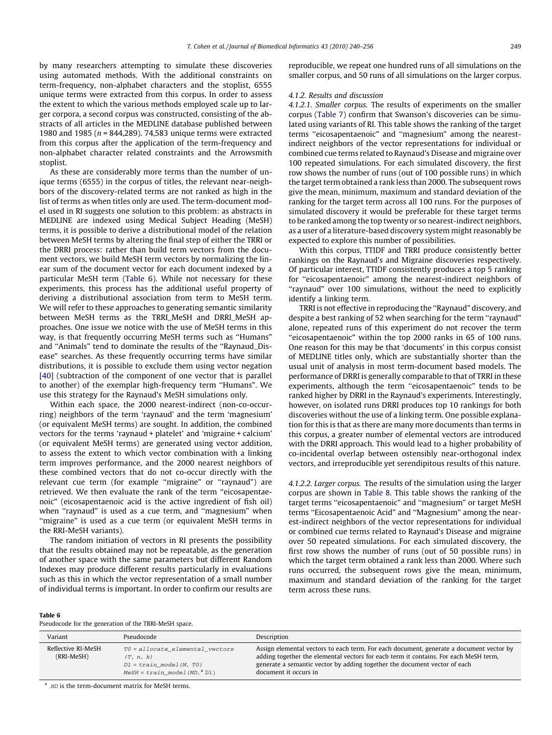by many researchers attempting to simulate these discoveries using automated methods. With the additional constraints on term-frequency, non-alphabet characters and the stoplist, 6555 unique terms were extracted from this corpus. In order to assess the extent to which the various methods employed scale up to larger corpora, a second corpus was constructed, consisting of the abstracts of all articles in the MEDLINE database published between 1980 and 1985 ($n = 844,289$). 74,583 unique terms were extracted from this corpus after the application of the term-frequency and non-alphabet character related constraints and the Arrowsmith stoplist.

As these are considerably more terms than the number of unique terms (6555) in the corpus of titles, the relevant near-neighbors of the discovery-related terms are not ranked as high in the list of terms as when titles only are used. The term-document model used in RI suggests one solution to this problem: as abstracts in MEDLINE are indexed using Medical Subject Heading (MeSH) terms, it is possible to derive a distributional model of the relation between MeSH terms by altering the final step of either the TRRI or the DRRI process: rather than build term vectors from the document vectors, we build MeSH term vectors by normalizing the linear sum of the document vector for each document indexed by a particular MeSH term (Table 6). While not necessary for these experiments, this process has the additional useful property of deriving a distributional association from term to MeSH term. We will refer to these approaches to generating semantic similarity between MeSH terms as the TRRI_MeSH and DRRI_MeSH approaches. One issue we notice with the use of MeSH terms in this way, is that frequently occurring MeSH terms such as ''Humans'' and ''Animals'' tend to dominate the results of the ''Raynaud_Disease'' searches. As these frequently occurring terms have similar distributions, it is possible to exclude them using vector negation [40] (subtraction of the component of one vector that is parallel to another) of the exemplar high-frequency term ''Humans''. We use this strategy for the Raynaud's MeSH simulations only.

Within each space, the 2000 nearest-indirect (non-co-occurring) neighbors of the term 'raynaud' and the term 'magnesium' (or equivalent MeSH terms) are sought. In addition, the combined vectors for the terms 'raynaud + platelet' and 'migraine + calcium' (or equivalent MeSH terms) are generated using vector addition, to assess the extent to which vector combination with a linking term improves performance, and the 2000 nearest neighbors of these combined vectors that do not co-occur directly with the relevant cue term (for example ''migraine'' or ''raynaud'') are retrieved. We then evaluate the rank of the term ''eicosapentaenoic'' (eicosapentaenoic acid is the active ingredient of fish oil) when ''raynaud'' is used as a cue term, and ''magnesium'' when ''migraine'' is used as a cue term (or equivalent MeSH terms in the RRI-MeSH variants).

The random initiation of vectors in RI presents the possibility that the results obtained may not be repeatable, as the generation of another space with the same parameters but different Random Indexes may produce different results particularly in evaluations such as this in which the vector representation of a small number of individual terms is important. In order to confirm our results are reproducible, we repeat one hundred runs of all simulations on the smaller corpus, and 50 runs of all simulations on the larger corpus.

#### 4.1.2. Results and discussion

##### 4.1.2.1. Smaller corpus.

The results of experiments on the smaller corpus (Table 7) confirm that Swanson's discoveries can be simulated using variants of RI. This table shows the ranking of the target terms ''eicosapentaenoic'' and ''magnesium'' among the nearest-indirect neighbors of the vector representations for individual or combined cue terms related to Raynaud's Disease and migraine over 100 repeated simulations. For each simulated discovery, the first row shows the number of runs (out of 100 possible runs) in which the target term obtained a rank less than 2000. The subsequent rows give the mean, minimum, maximum and standard deviation of the ranking for the target term across all 100 runs. For the purposes of simulated discovery it would be preferable for these target terms to be ranked among the top twenty or so nearest-indirect neighbors, as a user of a literature-based discovery system might reasonably be expected to explore this number of possibilities.

With this corpus, TTIDF and TRRI produce consistently better rankings on the Raynaud's and Migraine discoveries respectively. Of particular interest, TTIDF consistently produces a top 5 ranking for ''eicosapentaenoic'' among the nearest-indirect neighbors of ''raynaud'' over 100 simulations, without the need to explicitly identify a linking term.

TRRI is not effective in reproducing the ''Raynaud'' discovery, and despite a best ranking of 52 when searching for the term ''raynaud'' alone, repeated runs of this experiment do not recover the term ''eicosapentaenoic'' within the top 2000 ranks in 65 of 100 runs. One reason for this may be that 'documents' in this corpus consist of MEDLINE titles only, which are substantially shorter than the usual unit of analysis in most term-document based models. The performance of DRRI is generally comparable to that of TRRI in these experiments, although the term ''eicosapentaenoic'' tends to be ranked higher by DRRI in the Raynaud's experiments. Interestingly, however, on isolated runs DRRI produces top 10 rankings for both discoveries without the use of a linking term. One possible explanation for this is that as there are many more documents than terms in this corpus, a greater number of elemental vectors are introduced with the DRRI approach. This would lead to a higher probability of co-incidental overlap between ostensibly near-orthogonal index vectors, and irreproducible yet serendipitous results of this nature.

##### 4.1.2.2. Larger corpus.

The results of the simulation using the larger corpus are shown in Table 8. This table shows the ranking of the target terms ''eicosapentaenoic'' and ''magnesium'' or target MeSH terms ''Eicosapentaenoic Acid'' and ''Magnesium'' among the nearest-indirect neighbors of the vector representations for individual or combined cue terms related to Raynaud's Disease and migraine over 50 repeated simulations. For each simulated discovery, the first row shows the number of runs (out of 50 possible runs) in which the target term obtained a rank less than 2000. Where such runs occurred, the subsequent rows give the mean, minimum, maximum and standard deviation of the ranking for the target term across these runs.

**Table 6**
Pseudocode for the generation of the TRRI-MeSH space.

| Variant | Pseudocode | Description |
|---|---|---|
| Reflective RI-MeSH (RRI-MeSH) | `T0 = allocate_elemental_vectors (T, n, k)`<br>`D1 = train_model(M, T0)`<br>`MeSH = train_model(MD,`[a] `D1)` | Assign elemental vectors to each term. For each document, generate a document vector by adding together the elemental vectors for each term it contains. For each MeSH term, generate a semantic vector by adding together the document vector of each document it occurs in |

[a] *MD* is the term-document matrix for MeSH terms.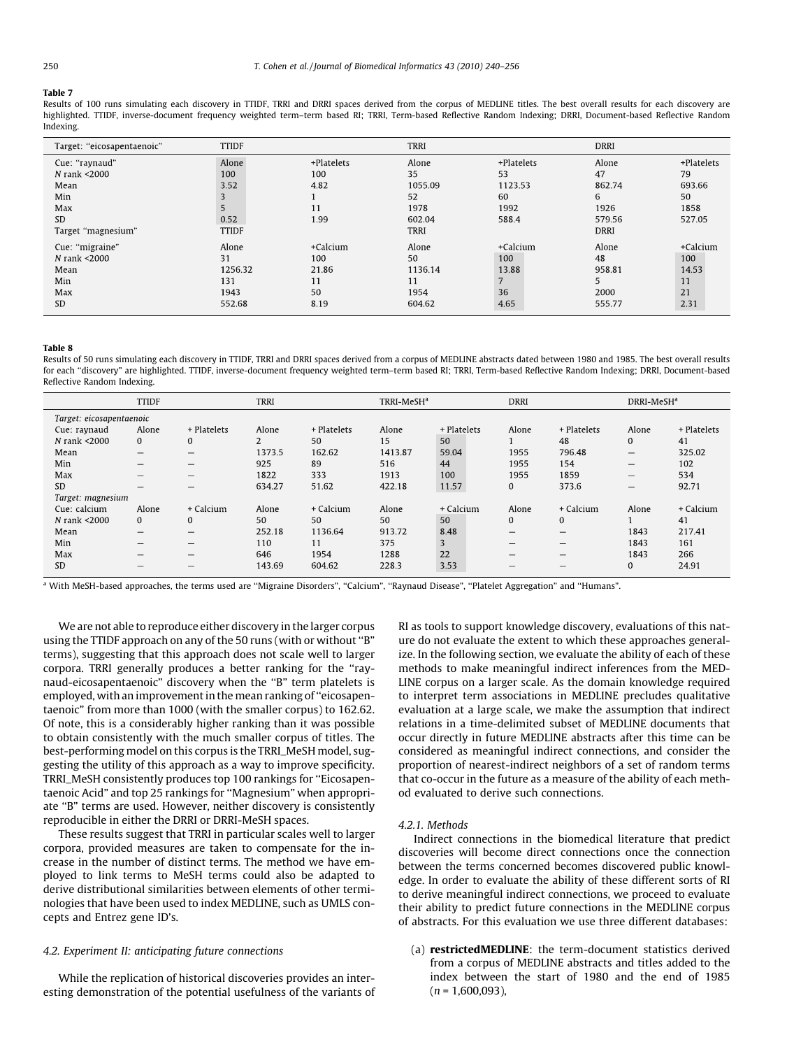**Table 7**

Results of 100 runs simulating each discovery in TTIDF, TRRI and DRRI spaces derived from the corpus of MEDLINE titles. The best overall results for each discovery are highlighted. TTIDF, inverse-document frequency weighted term–term based RI; TRRI, Term-based Reflective Random Indexing; DRRI, Document-based Reflective Random Indexing.

| Target: "eicosapentaenoic" | TTIDF | | TRRI | | DRRI | |
|---|---|---|---|---|---|---|
| Cue: "raynaud" | Alone | +Platelets | Alone | +Platelets | Alone | +Platelets |
| N rank <2000 | 100 | 100 | 35 | 53 | 47 | 79 |
| Mean | 3.52 | 4.82 | 1055.09 | 1123.53 | 862.74 | 693.66 |
| Min | 3 | 1 | 52 | 60 | 6 | 50 |
| Max | 5 | 11 | 1978 | 1992 | 1926 | 1858 |
| SD | 0.52 | 1.99 | 602.04 | 588.4 | 579.56 | 527.05 |
| Target "magnesium" | TTIDF | | TRRI | | DRRI | |
| Cue: "migraine" | Alone | +Calcium | Alone | +Calcium | Alone | +Calcium |
| N rank <2000 | 31 | 100 | 50 | 100 | 48 | 100 |
| Mean | 1256.32 | 21.86 | 1136.14 | 13.88 | 958.81 | 14.53 |
| Min | 131 | 11 | 11 | 7 | 5 | 11 |
| Max | 1943 | 50 | 1954 | 36 | 2000 | 21 |
| SD | 552.68 | 8.19 | 604.62 | 4.65 | 555.77 | 2.31 |

**Table 8**

Results of 50 runs simulating each discovery in TTIDF, TRRI and DRRI spaces derived from a corpus of MEDLINE abstracts dated between 1980 and 1985. The best overall results for each "discovery" are highlighted. TTIDF, inverse-document frequency weighted term–term based RI; TRRI, Term-based Reflective Random Indexing; DRRI, Document-based Reflective Random Indexing.

| | TTIDF | | TRRI | | TRRI-MeSH[a] | | DRRI | | DRRI-MeSH[a] | |
|---|---|---|---|---|---|---|---|---|---|---|
| *Target: eicosapentaenoic* | | | | | | | | | | |
| Cue: raynaud | Alone | + Platelets | Alone | + Platelets | Alone | + Platelets | Alone | + Platelets | Alone | + Platelets |
| N rank <2000 | 0 | 0 | 2 | 50 | 15 | 50 | 1 | 48 | 0 | 41 |
| Mean | – | – | 1373.5 | 162.62 | 1413.87 | 59.04 | 1955 | 796.48 | – | 325.02 |
| Min | – | – | 925 | 89 | 516 | 44 | 1955 | 154 | – | 102 |
| Max | – | – | 1822 | 333 | 1913 | 100 | 1955 | 1859 | – | 534 |
| SD | – | – | 634.27 | 51.62 | 422.18 | 11.57 | 0 | 373.6 | – | 92.71 |
| *Target: magnesium* | | | | | | | | | | |
| Cue: calcium | Alone | + Calcium | Alone | + Calcium | Alone | + Calcium | Alone | + Calcium | Alone | + Calcium |
| N rank <2000 | 0 | 0 | 50 | 50 | 50 | 50 | 0 | 0 | 1 | 41 |
| Mean | – | – | 252.18 | 1136.64 | 913.72 | 8.48 | – | – | 1843 | 217.41 |
| Min | – | – | 110 | 11 | 375 | 3 | – | – | 1843 | 161 |
| Max | – | – | 646 | 1954 | 1288 | 22 | – | – | 1843 | 266 |
| SD | – | – | 143.69 | 604.62 | 228.3 | 3.53 | – | – | 0 | 24.91 |

[a] With MeSH-based approaches, the terms used are "Migraine Disorders", "Calcium", "Raynaud Disease", "Platelet Aggregation" and "Humans".

We are not able to reproduce either discovery in the larger corpus using the TTIDF approach on any of the 50 runs (with or without "B" terms), suggesting that this approach does not scale well to larger corpora. TRRI generally produces a better ranking for the "raynaud-eicosapentaenoic" discovery when the "B" term platelets is employed, with an improvement in the mean ranking of "eicosapentaenoic" from more than 1000 (with the smaller corpus) to 162.62. Of note, this is a considerably higher ranking than it was possible to obtain consistently with the much smaller corpus of titles. The best-performing model on this corpus is the TRRI_MeSH model, suggesting the utility of this approach as a way to improve specificity. TRRI_MeSH consistently produces top 100 rankings for "Eicosapentaenoic Acid" and top 25 rankings for "Magnesium" when appropriate "B" terms are used. However, neither discovery is consistently reproducible in either the DRRI or DRRI-MeSH spaces.

These results suggest that TRRI in particular scales well to larger corpora, provided measures are taken to compensate for the increase in the number of distinct terms. The method we have employed to link terms to MeSH terms could also be adapted to derive distributional similarities between elements of other terminologies that have been used to index MEDLINE, such as UMLS concepts and Entrez gene ID's.

### 4.2. Experiment II: anticipating future connections

While the replication of historical discoveries provides an interesting demonstration of the potential usefulness of the variants of RI as tools to support knowledge discovery, evaluations of this nature do not evaluate the extent to which these approaches generalize. In the following section, we evaluate the ability of each of these methods to make meaningful indirect inferences from the MEDLINE corpus on a larger scale. As the domain knowledge required to interpret term associations in MEDLINE precludes qualitative evaluation at a large scale, we make the assumption that indirect relations in a time-delimited subset of MEDLINE documents that occur directly in future MEDLINE abstracts after this time can be considered as meaningful indirect connections, and consider the proportion of nearest-indirect neighbors of a set of random terms that co-occur in the future as a measure of the ability of each method evaluated to derive such connections.

#### 4.2.1. Methods

Indirect connections in the biomedical literature that predict discoveries will become direct connections once the connection between the terms concerned becomes discovered public knowledge. In order to evaluate the ability of these different sorts of RI to derive meaningful indirect connections, we proceed to evaluate their ability to predict future connections in the MEDLINE corpus of abstracts. For this evaluation we use three different databases:

(a) **restrictedMEDLINE**: the term-document statistics derived from a corpus of MEDLINE abstracts and titles added to the index between the start of 1980 and the end of 1985 ($n$ = 1,600,093),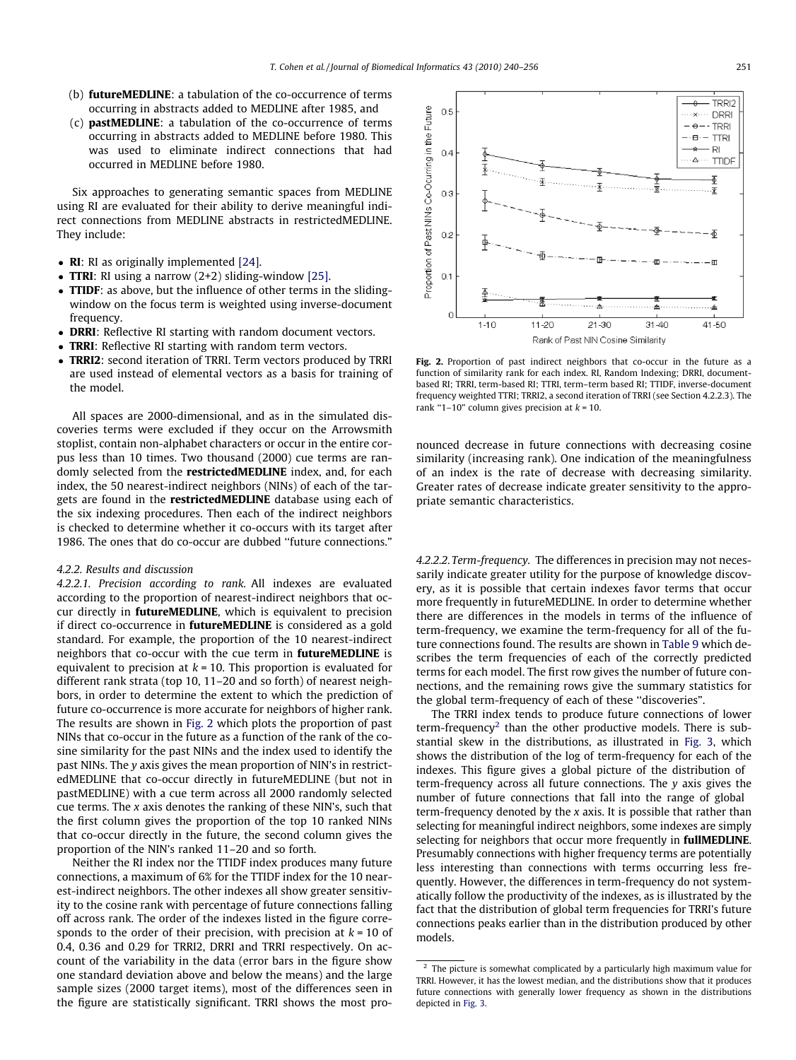(b) **futureMEDLINE**: a tabulation of the co-occurrence of terms occurring in abstracts added to MEDLINE after 1985, and

(c) **pastMEDLINE**: a tabulation of the co-occurrence of terms occurring in abstracts added to MEDLINE before 1980. This was used to eliminate indirect connections that had occurred in MEDLINE before 1980.

Six approaches to generating semantic spaces from MEDLINE using RI are evaluated for their ability to derive meaningful indirect connections from MEDLINE abstracts in restrictedMEDLINE. They include:

- **RI**: RI as originally implemented [24].
- **TTRI**: RI using a narrow (2+2) sliding-window [25].
- **TTIDF**: as above, but the influence of other terms in the sliding-window on the focus term is weighted using inverse-document frequency.
- **DRRI**: Reflective RI starting with random document vectors.
- **TRRI**: Reflective RI starting with random term vectors.
- **TRRI2**: second iteration of TRRI. Term vectors produced by TRRI are used instead of elemental vectors as a basis for training of the model.

All spaces are 2000-dimensional, and as in the simulated discoveries terms were excluded if they occur on the Arrowsmith stoplist, contain non-alphabet characters or occur in the entire corpus less than 10 times. Two thousand (2000) cue terms are randomly selected from the **restrictedMEDLINE** index, and, for each index, the 50 nearest-indirect neighbors (NINs) of each of the targets are found in the **restrictedMEDLINE** database using each of the six indexing procedures. Then each of the indirect neighbors is checked to determine whether it co-occurs with its target after 1986. The ones that do co-occur are dubbed "future connections."

*4.2.2. Results and discussion*

*4.2.2.1. Precision according to rank.* All indexes are evaluated according to the proportion of nearest-indirect neighbors that occur directly in **futureMEDLINE**, which is equivalent to precision if direct co-occurrence in **futureMEDLINE** is considered as a gold standard. For example, the proportion of the 10 nearest-indirect neighbors that co-occur with the cue term in **futureMEDLINE** is equivalent to precision at $k = 10$. This proportion is evaluated for different rank strata (top 10, 11–20 and so forth) of nearest neighbors, in order to determine the extent to which the prediction of future co-occurrence is more accurate for neighbors of higher rank. The results are shown in Fig. 2 which plots the proportion of past NINs that co-occur in the future as a function of the rank of the cosine similarity for the past NINs and the index used to identify the past NINs. The *y* axis gives the mean proportion of NIN's in restrictedMEDLINE that co-occur directly in futureMEDLINE (but not in pastMEDLINE) with a cue term across all 2000 randomly selected cue terms. The *x* axis denotes the ranking of these NIN's, such that the first column gives the proportion of the top 10 ranked NINs that co-occur directly in the future, the second column gives the proportion of the NIN's ranked 11–20 and so forth.

Neither the RI index nor the TTIDF index produces many future connections, a maximum of 6% for the TTIDF index for the 10 nearest-indirect neighbors. The other indexes all show greater sensitivity to the cosine rank with percentage of future connections falling off across rank. The order of the indexes listed in the figure corresponds to the order of their precision, with precision at $k = 10$ of 0.4, 0.36 and 0.29 for TRRI2, DRRI and TRRI respectively. On account of the variability in the data (error bars in the figure show one standard deviation above and below the means) and the large sample sizes (2000 target items), most of the differences seen in the figure are statistically significant. TRRI shows the most pronounced decrease in future connections with decreasing cosine similarity (increasing rank). One indication of the meaningfulness of an index is the rate of decrease with decreasing similarity. Greater rates of decrease indicate greater sensitivity to the appropriate semantic characteristics.

**Fig. 2.** Proportion of past indirect neighbors that co-occur in the future as a function of similarity rank for each index. RI, Random Indexing; DRRI, document-based RI; TRRI, term-based RI; TTRI, term–term based RI; TTIDF, inverse-document frequency weighted TTRI; TRRI2, a second iteration of TRRI (see Section 4.2.2.3). The rank "1–10" column gives precision at $k = 10$.

*4.2.2.2. Term-frequency.* The differences in precision may not necessarily indicate greater utility for the purpose of knowledge discovery, as it is possible that certain indexes favor terms that occur more frequently in futureMEDLINE. In order to determine whether there are differences in the models in terms of the influence of term-frequency, we examine the term-frequency for all of the future connections found. The results are shown in Table 9 which describes the term frequencies of each of the correctly predicted terms for each model. The first row gives the number of future connections, and the remaining rows give the summary statistics for the global term-frequency of each of these "discoveries".

The TRRI index tends to produce future connections of lower term-frequency[2] than the other productive models. There is substantial skew in the distributions, as illustrated in Fig. 3, which shows the distribution of the log of term-frequency for each of the indexes. This figure gives a global picture of the distribution of term-frequency across all future connections. The *y* axis gives the number of future connections that fall into the range of global term-frequency denoted by the *x* axis. It is possible that rather than selecting for meaningful indirect neighbors, some indexes are simply selecting for neighbors that occur more frequently in **fullMEDLINE**. Presumably connections with higher frequency terms are potentially less interesting than connections with terms occurring less frequently. However, the differences in term-frequency do not systematically follow the productivity of the indexes, as is illustrated by the fact that the distribution of global term frequencies for TRRI's future connections peaks earlier than in the distribution produced by other models.

[2] The picture is somewhat complicated by a particularly high maximum value for TRRI. However, it has the lowest median, and the distributions show that it produces future connections with generally lower frequency as shown in the distributions depicted in Fig. 3.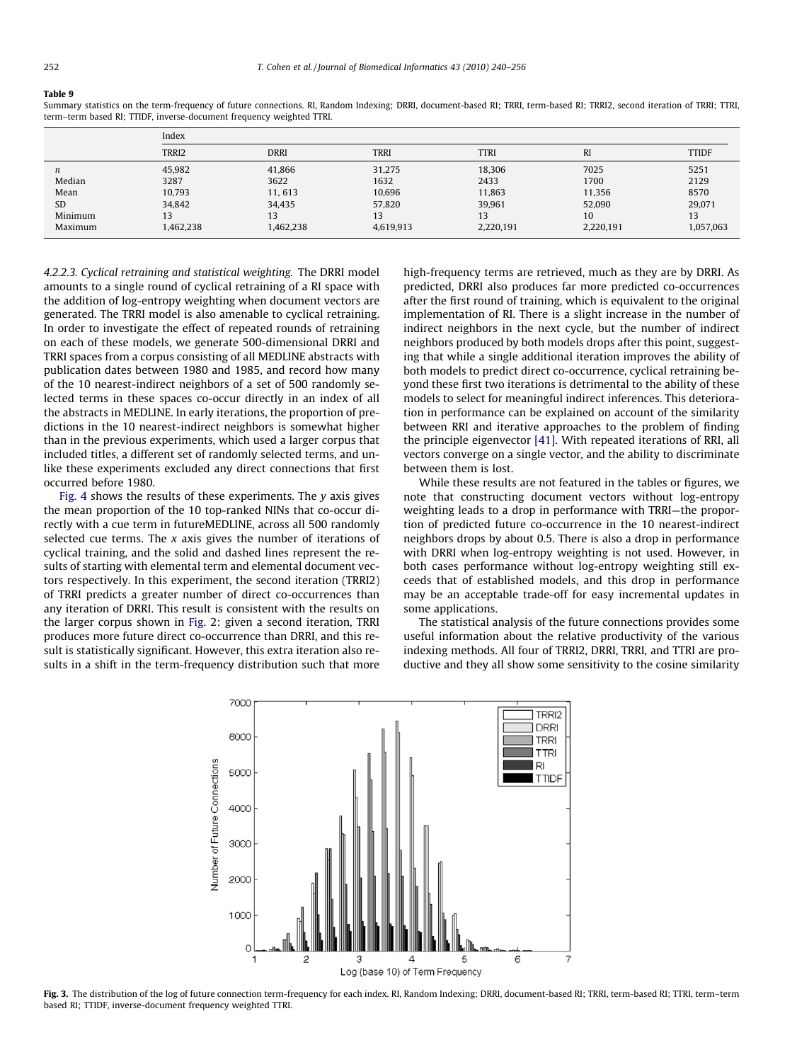**Table 9**
Summary statistics on the term-frequency of future connections. RI, Random Indexing; DRRI, document-based RI; TRRI, term-based RI; TRRI2, second iteration of TRRI; TTRI, term–term based RI; TTIDF, inverse-document frequency weighted TTRI.

| | Index | | | | | |
|---|---|---|---|---|---|---|
| | TRRI2 | DRRI | TRRI | TTRI | RI | TTIDF |
| $n$ | 45,982 | 41,866 | 31,275 | 18,306 | 7025 | 5251 |
| Median | 3287 | 3622 | 1632 | 2433 | 1700 | 2129 |
| Mean | 10,793 | 11, 613 | 10,696 | 11,863 | 11,356 | 8570 |
| SD | 34,842 | 34,435 | 57,820 | 39,961 | 52,090 | 29,071 |
| Minimum | 13 | 13 | 13 | 13 | 10 | 13 |
| Maximum | 1,462,238 | 1,462,238 | 4,619,913 | 2,220,191 | 2,220,191 | 1,057,063 |

*4.2.2.3. Cyclical retraining and statistical weighting.* The DRRI model amounts to a single round of cyclical retraining of a RI space with the addition of log-entropy weighting when document vectors are generated. The TRRI model is also amenable to cyclical retraining. In order to investigate the effect of repeated rounds of retraining on each of these models, we generate 500-dimensional DRRI and TRRI spaces from a corpus consisting of all MEDLINE abstracts with publication dates between 1980 and 1985, and record how many of the 10 nearest-indirect neighbors of a set of 500 randomly selected terms in these spaces co-occur directly in an index of all the abstracts in MEDLINE. In early iterations, the proportion of predictions in the 10 nearest-indirect neighbors is somewhat higher than in the previous experiments, which used a larger corpus that included titles, a different set of randomly selected terms, and unlike these experiments excluded any direct connections that first occurred before 1980.

Fig. 4 shows the results of these experiments. The $y$ axis gives the mean proportion of the 10 top-ranked NINs that co-occur directly with a cue term in futureMEDLINE, across all 500 randomly selected cue terms. The $x$ axis gives the number of iterations of cyclical training, and the solid and dashed lines represent the results of starting with elemental term and elemental document vectors respectively. In this experiment, the second iteration (TRRI2) of TRRI predicts a greater number of direct co-occurrences than any iteration of DRRI. This result is consistent with the results on the larger corpus shown in Fig. 2: given a second iteration, TRRI produces more future direct co-occurrence than DRRI, and this result is statistically significant. However, this extra iteration also results in a shift in the term-frequency distribution such that more high-frequency terms are retrieved, much as they are by DRRI. As predicted, DRRI also produces far more predicted co-occurrences after the first round of training, which is equivalent to the original implementation of RI. There is a slight increase in the number of indirect neighbors in the next cycle, but the number of indirect neighbors produced by both models drops after this point, suggesting that while a single additional iteration improves the ability of both models to predict direct co-occurrence, cyclical retraining beyond these first two iterations is detrimental to the ability of these models to select for meaningful indirect inferences. This deterioration in performance can be explained on account of the similarity between RRI and iterative approaches to the problem of finding the principle eigenvector [41]. With repeated iterations of RRI, all vectors converge on a single vector, and the ability to discriminate between them is lost.

While these results are not featured in the tables or figures, we note that constructing document vectors without log-entropy weighting leads to a drop in performance with TRRI—the proportion of predicted future co-occurrence in the 10 nearest-indirect neighbors drops by about 0.5. There is also a drop in performance with DRRI when log-entropy weighting is not used. However, in both cases performance without log-entropy weighting still exceeds that of established models, and this drop in performance may be an acceptable trade-off for easy incremental updates in some applications.

The statistical analysis of the future connections provides some useful information about the relative productivity of the various indexing methods. All four of TRRI2, DRRI, TRRI, and TTRI are productive and they all show some sensitivity to the cosine similarity

**Fig. 3.** The distribution of the log of future connection term-frequency for each index. RI, Random Indexing; DRRI, document-based RI; TRRI, term-based RI; TTRI, term–term based RI; TTIDF, inverse-document frequency weighted TTRI.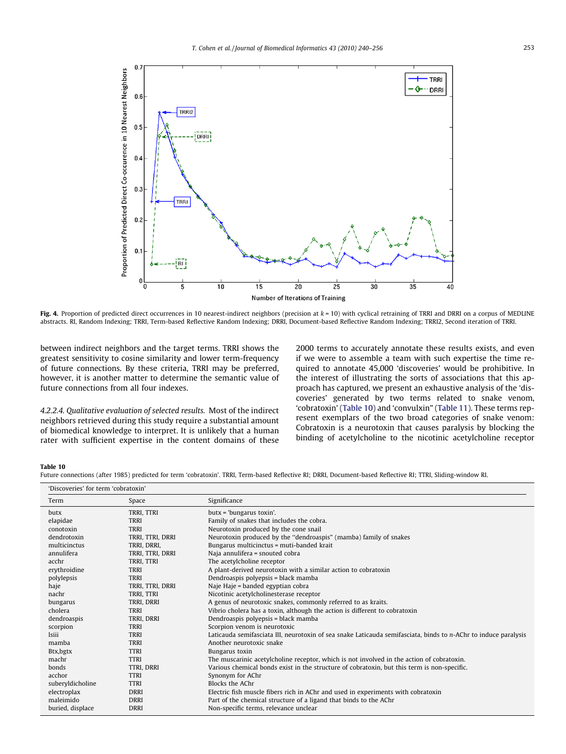Fig. 4. Proportion of predicted direct occurrences in 10 nearest-indirect neighbors (precision at $k = 10$) with cyclical retraining of TRRI and DRRI on a corpus of MEDLINE abstracts. RI, Random Indexing; TRRI, Term-based Reflective Random Indexing; DRRI, Document-based Reflective Random Indexing; TRRI2, Second iteration of TRRI.

between indirect neighbors and the target terms. TRRI shows the greatest sensitivity to cosine similarity and lower term-frequency of future connections. By these criteria, TRRI may be preferred, however, it is another matter to determine the semantic value of future connections from all four indexes.

*4.2.2.4. Qualitative evaluation of selected results.* Most of the indirect neighbors retrieved during this study require a substantial amount of biomedical knowledge to interpret. It is unlikely that a human rater with sufficient expertise in the content domains of these 2000 terms to accurately annotate these results exists, and even if we were to assemble a team with such expertise the time required to annotate 45,000 'discoveries' would be prohibitive. In the interest of illustrating the sorts of associations that this approach has captured, we present an exhaustive analysis of the 'discoveries' generated by two terms related to snake venom, 'cobratoxin' (Table 10) and 'convulxin" (Table 11). These terms represent exemplars of the two broad categories of snake venom: Cobratoxin is a neurotoxin that causes paralysis by blocking the binding of acetylcholine to the nicotinic acetylcholine receptor

**Table 10**
Future connections (after 1985) predicted for term 'cobratoxin'. TRRI, Term-based Reflective RI; DRRI, Document-based Reflective RI; TTRI, Sliding-window RI.

| 'Discoveries' for term 'cobratoxin' | | |
|---|---|---|
| Term | Space | Significance |
| butx | TRRI, TTRI | butx = 'bungarus toxin'. |
| elapidae | TRRI | Family of snakes that includes the cobra. |
| conotoxin | TRRI | Neurotoxin produced by the cone snail |
| dendrotoxin | TRRI, TTRI, DRRI | Neurotoxin produced by the "dendroaspis" (mamba) family of snakes |
| multicinctus | TRRI, DRRI, | Bungarus multicinctus = muti-banded krait |
| annulifera | TRRI, TTRI, DRRI | Naja annulifera = snouted cobra |
| acchr | TRRI, TTRI | The acetylcholine receptor |
| erythroidine | TRRI | A plant-derived neurotoxin with a similar action to cobratoxin |
| polylepsis | TRRI | Dendroaspis polyepsis = black mamba |
| haje | TRRI, TTRI, DRRI | Naje Haje = banded egyptian cobra |
| nachr | TRRI, TTRI | Nicotinic acetylcholinesterase receptor |
| bungarus | TRRI, DRRI | A genus of neurotoxic snakes, commonly referred to as kraits. |
| cholera | TRRI | Vibrio cholera has a toxin, although the action is different to cobratoxin |
| dendroaspis | TRRI, DRRI | Dendroaspis polyepsis = black mamba |
| scorpion | TRRI | Scorpion venom is neurotoxic |
| lsiii | TRRI | Laticauda semifasciata III, neurotoxin of sea snake Laticauda semifasciata, binds to *n*-AChr to induce paralysis |
| mamba | TRRI | Another neurotoxic snake |
| Btx,bgtx | TTRI | Bungarus toxin |
| machr | TTRI | The muscarinic acetylcholine receptor, which is not involved in the action of cobratoxin. |
| bonds | TTRI, DRRI | Various chemical bonds exist in the structure of cobratoxin, but this term is non-specific. |
| acchor | TTRI | Synonym for AChr |
| suberyldicholine | TTRI | Blocks the AChr |
| electroplax | DRRI | Electric fish muscle fibers rich in AChr and used in experiments with cobratoxin |
| maleimido | DRRI | Part of the chemical structure of a ligand that binds to the AChr |
| buried, displace | DRRI | Non-specific terms, relevance unclear |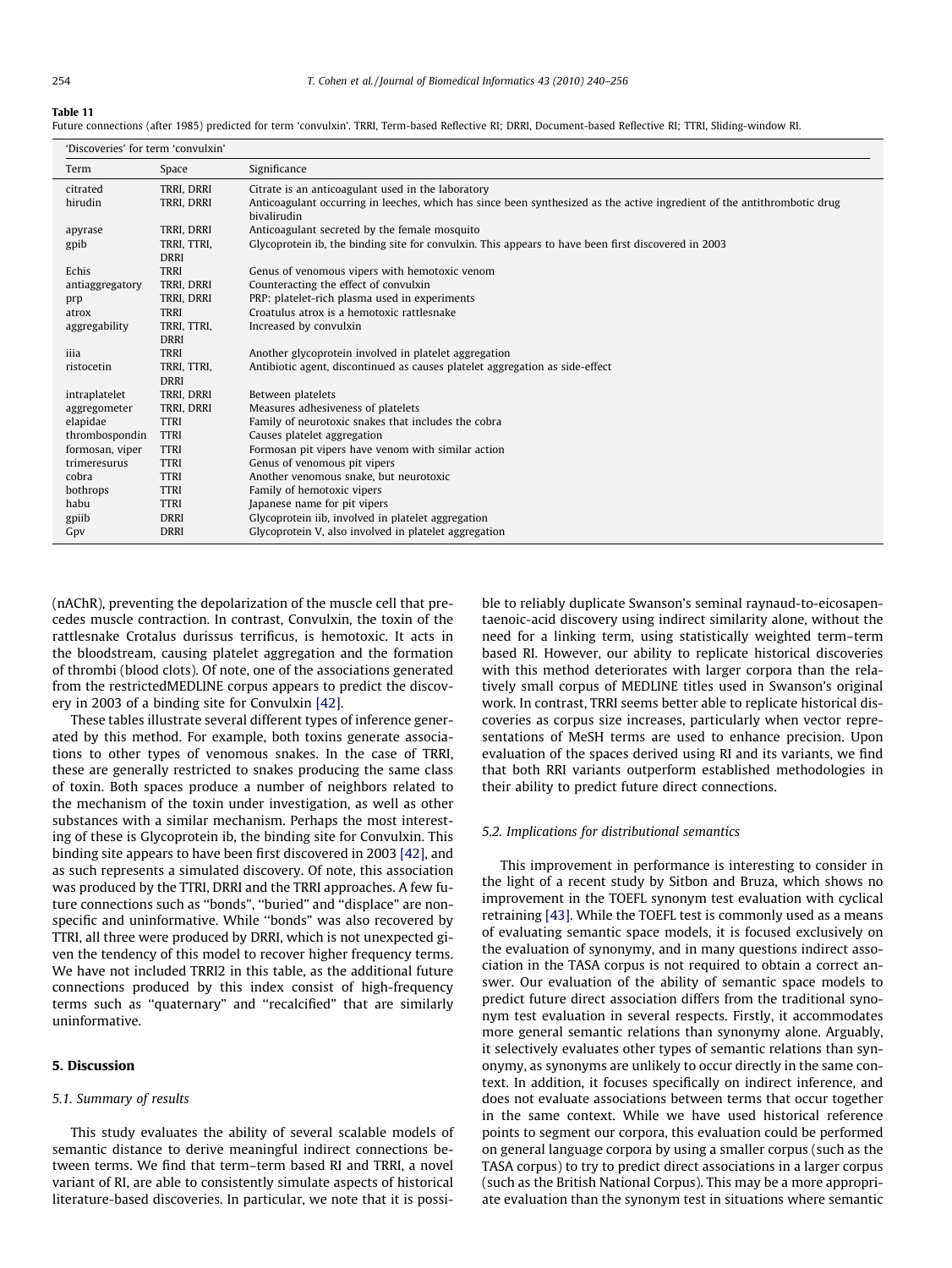**Table 11**

Future connections (after 1985) predicted for term 'convulxin'. TRRI, Term-based Reflective RI; DRRI, Document-based Reflective RI; TTRI, Sliding-window RI.

| 'Discoveries' for term 'convulxin' | | |
|---|---|---|
| Term | Space | Significance |
| citrated | TRRI, DRRI | Citrate is an anticoagulant used in the laboratory |
| hirudin | TRRI, DRRI | Anticoagulant occurring in leeches, which has since been synthesized as the active ingredient of the antithrombotic drug bivalirudin |
| apyrase | TRRI, DRRI | Anticoagulant secreted by the female mosquito |
| gpib | TRRI, TTRI, DRRI | Glycoprotein ib, the binding site for convulxin. This appears to have been first discovered in 2003 |
| Echis | TRRI | Genus of venomous vipers with hemotoxic venom |
| antiaggregatory | TRRI, DRRI | Counteracting the effect of convulxin |
| prp | TRRI, DRRI | PRP: platelet-rich plasma used in experiments |
| atrox | TRRI | Croatulus atrox is a hemotoxic rattlesnake |
| aggregability | TRRI, TTRI, DRRI | Increased by convulxin |
| iiia | TRRI | Another glycoprotein involved in platelet aggregation |
| ristocetin | TRRI, TTRI, DRRI | Antibiotic agent, discontinued as causes platelet aggregation as side-effect |
| intraplatelet | TRRI, DRRI | Between platelets |
| aggregometer | TRRI, DRRI | Measures adhesiveness of platelets |
| elapidae | TTRI | Family of neurotoxic snakes that includes the cobra |
| thrombospondin | TTRI | Causes platelet aggregation |
| formosan, viper | TTRI | Formosan pit vipers have venom with similar action |
| trimeresurus | TTRI | Genus of venomous pit vipers |
| cobra | TTRI | Another venomous snake, but neurotoxic |
| bothrops | TTRI | Family of hemotoxic vipers |
| habu | TTRI | Japanese name for pit vipers |
| gpiib | DRRI | Glycoprotein iib, involved in platelet aggregation |
| Gpv | DRRI | Glycoprotein V, also involved in platelet aggregation |

(nAChR), preventing the depolarization of the muscle cell that precedes muscle contraction. In contrast, Convulxin, the toxin of the rattlesnake Crotalus durissus terrificus, is hemotoxic. It acts in the bloodstream, causing platelet aggregation and the formation of thrombi (blood clots). Of note, one of the associations generated from the restrictedMEDLINE corpus appears to predict the discovery in 2003 of a binding site for Convulxin [42].

These tables illustrate several different types of inference generated by this method. For example, both toxins generate associations to other types of venomous snakes. In the case of TRRI, these are generally restricted to snakes producing the same class of toxin. Both spaces produce a number of neighbors related to the mechanism of the toxin under investigation, as well as other substances with a similar mechanism. Perhaps the most interesting of these is Glycoprotein ib, the binding site for Convulxin. This binding site appears to have been first discovered in 2003 [42], and as such represents a simulated discovery. Of note, this association was produced by the TTRI, DRRI and the TRRI approaches. A few future connections such as ''bonds'', ''buried'' and ''displace'' are nonspecific and uninformative. While ''bonds'' was also recovered by TTRI, all three were produced by DRRI, which is not unexpected given the tendency of this model to recover higher frequency terms. We have not included TRRI2 in this table, as the additional future connections produced by this index consist of high-frequency terms such as ''quaternary'' and ''recalcified'' that are similarly uninformative.

## 5. Discussion

### 5.1. Summary of results

This study evaluates the ability of several scalable models of semantic distance to derive meaningful indirect connections between terms. We find that term–term based RI and TRRI, a novel variant of RI, are able to consistently simulate aspects of historical literature-based discoveries. In particular, we note that it is possible to reliably duplicate Swanson's seminal raynaud-to-eicosapentaenoic-acid discovery using indirect similarity alone, without the need for a linking term, using statistically weighted term–term based RI. However, our ability to replicate historical discoveries with this method deteriorates with larger corpora than the relatively small corpus of MEDLINE titles used in Swanson's original work. In contrast, TRRI seems better able to replicate historical discoveries as corpus size increases, particularly when vector representations of MeSH terms are used to enhance precision. Upon evaluation of the spaces derived using RI and its variants, we find that both RRI variants outperform established methodologies in their ability to predict future direct connections.

### 5.2. Implications for distributional semantics

This improvement in performance is interesting to consider in the light of a recent study by Sitbon and Bruza, which shows no improvement in the TOEFL synonym test evaluation with cyclical retraining [43]. While the TOEFL test is commonly used as a means of evaluating semantic space models, it is focused exclusively on the evaluation of synonymy, and in many questions indirect association in the TASA corpus is not required to obtain a correct answer. Our evaluation of the ability of semantic space models to predict future direct association differs from the traditional synonym test evaluation in several respects. Firstly, it accommodates more general semantic relations than synonymy alone. Arguably, it selectively evaluates other types of semantic relations than synonymy, as synonyms are unlikely to occur directly in the same context. In addition, it focuses specifically on indirect inference, and does not evaluate associations between terms that occur together in the same context. While we have used historical reference points to segment our corpora, this evaluation could be performed on general language corpora by using a smaller corpus (such as the TASA corpus) to try to predict direct associations in a larger corpus (such as the British National Corpus). This may be a more appropriate evaluation than the synonym test in situations where semantic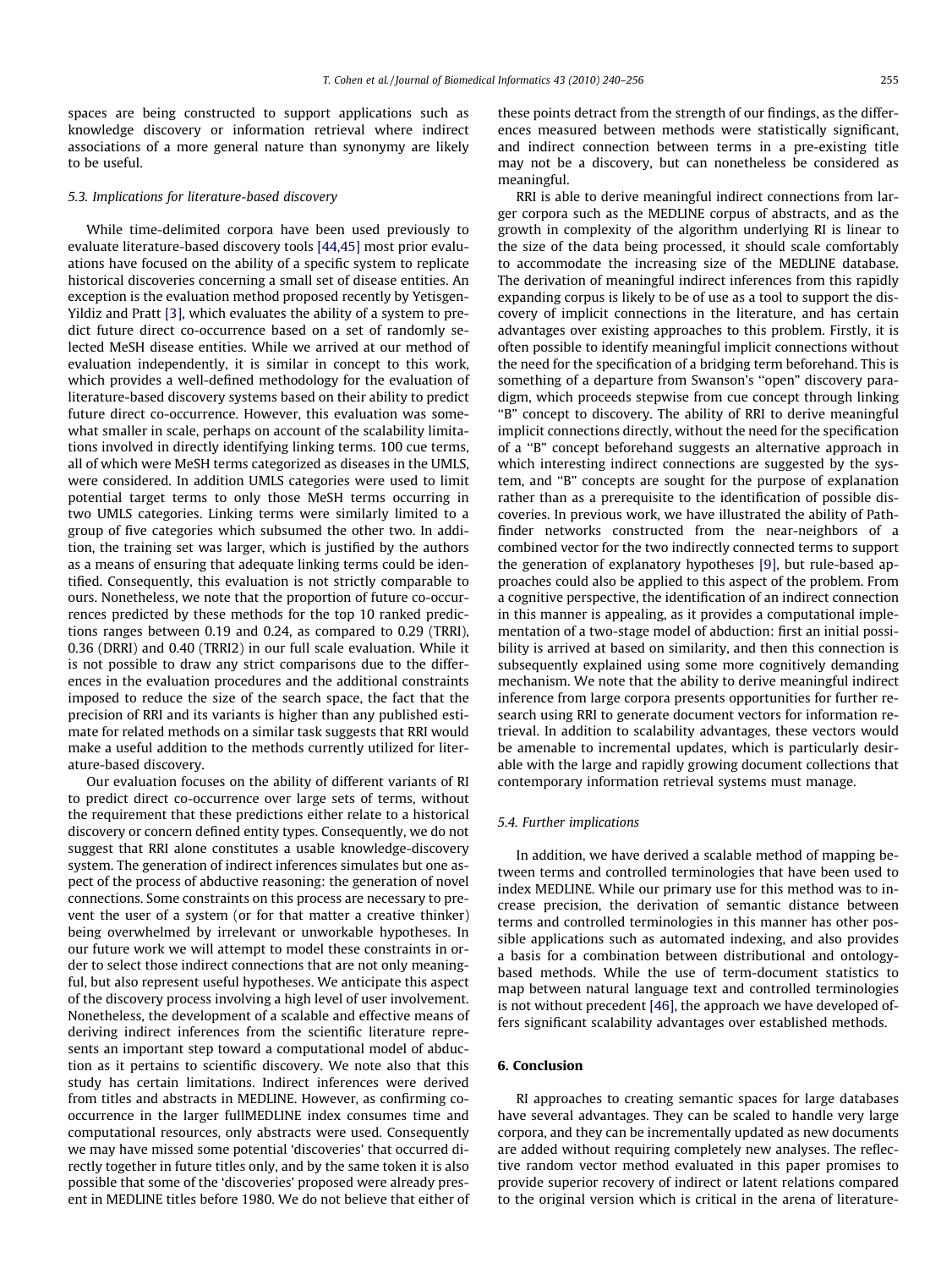spaces are being constructed to support applications such as knowledge discovery or information retrieval where indirect associations of a more general nature than synonymy are likely to be useful.

### 5.3. Implications for literature-based discovery

While time-delimited corpora have been used previously to evaluate literature-based discovery tools [44,45] most prior evaluations have focused on the ability of a specific system to replicate historical discoveries concerning a small set of disease entities. An exception is the evaluation method proposed recently by Yetisgen-Yildiz and Pratt [3], which evaluates the ability of a system to predict future direct co-occurrence based on a set of randomly selected MeSH disease entities. While we arrived at our method of evaluation independently, it is similar in concept to this work, which provides a well-defined methodology for the evaluation of literature-based discovery systems based on their ability to predict future direct co-occurrence. However, this evaluation was somewhat smaller in scale, perhaps on account of the scalability limitations involved in directly identifying linking terms. 100 cue terms, all of which were MeSH terms categorized as diseases in the UMLS, were considered. In addition UMLS categories were used to limit potential target terms to only those MeSH terms occurring in two UMLS categories. Linking terms were similarly limited to a group of five categories which subsumed the other two. In addition, the training set was larger, which is justified by the authors as a means of ensuring that adequate linking terms could be identified. Consequently, this evaluation is not strictly comparable to ours. Nonetheless, we note that the proportion of future co-occurrences predicted by these methods for the top 10 ranked predictions ranges between 0.19 and 0.24, as compared to 0.29 (TRRI), 0.36 (DRRI) and 0.40 (TRRI2) in our full scale evaluation. While it is not possible to draw any strict comparisons due to the differences in the evaluation procedures and the additional constraints imposed to reduce the size of the search space, the fact that the precision of RRI and its variants is higher than any published estimate for related methods on a similar task suggests that RRI would make a useful addition to the methods currently utilized for literature-based discovery.

Our evaluation focuses on the ability of different variants of RI to predict direct co-occurrence over large sets of terms, without the requirement that these predictions either relate to a historical discovery or concern defined entity types. Consequently, we do not suggest that RRI alone constitutes a usable knowledge-discovery system. The generation of indirect inferences simulates but one aspect of the process of abductive reasoning: the generation of novel connections. Some constraints on this process are necessary to prevent the user of a system (or for that matter a creative thinker) being overwhelmed by irrelevant or unworkable hypotheses. In our future work we will attempt to model these constraints in order to select those indirect connections that are not only meaningful, but also represent useful hypotheses. We anticipate this aspect of the discovery process involving a high level of user involvement. Nonetheless, the development of a scalable and effective means of deriving indirect inferences from the scientific literature represents an important step toward a computational model of abduction as it pertains to scientific discovery. We note also that this study has certain limitations. Indirect inferences were derived from titles and abstracts in MEDLINE. However, as confirming co-occurrence in the larger fullMEDLINE index consumes time and computational resources, only abstracts were used. Consequently we may have missed some potential 'discoveries' that occurred directly together in future titles only, and by the same token it is also possible that some of the 'discoveries' proposed were already present in MEDLINE titles before 1980. We do not believe that either of these points detract from the strength of our findings, as the differences measured between methods were statistically significant, and indirect connection between terms in a pre-existing title may not be a discovery, but can nonetheless be considered as meaningful.

RRI is able to derive meaningful indirect connections from larger corpora such as the MEDLINE corpus of abstracts, and as the growth in complexity of the algorithm underlying RI is linear to the size of the data being processed, it should scale comfortably to accommodate the increasing size of the MEDLINE database. The derivation of meaningful indirect inferences from this rapidly expanding corpus is likely to be of use as a tool to support the discovery of implicit connections in the literature, and has certain advantages over existing approaches to this problem. Firstly, it is often possible to identify meaningful implicit connections without the need for the specification of a bridging term beforehand. This is something of a departure from Swanson's ''open'' discovery paradigm, which proceeds stepwise from cue concept through linking "B" concept to discovery. The ability of RRI to derive meaningful implicit connections directly, without the need for the specification of a ''B'' concept beforehand suggests an alternative approach in which interesting indirect connections are suggested by the system, and "B" concepts are sought for the purpose of explanation rather than as a prerequisite to the identification of possible discoveries. In previous work, we have illustrated the ability of Pathfinder networks constructed from the near-neighbors of a combined vector for the two indirectly connected terms to support the generation of explanatory hypotheses [9], but rule-based approaches could also be applied to this aspect of the problem. From a cognitive perspective, the identification of an indirect connection in this manner is appealing, as it provides a computational implementation of a two-stage model of abduction: first an initial possibility is arrived at based on similarity, and then this connection is subsequently explained using some more cognitively demanding mechanism. We note that the ability to derive meaningful indirect inference from large corpora presents opportunities for further research using RRI to generate document vectors for information retrieval. In addition to scalability advantages, these vectors would be amenable to incremental updates, which is particularly desirable with the large and rapidly growing document collections that contemporary information retrieval systems must manage.

### 5.4. Further implications

In addition, we have derived a scalable method of mapping between terms and controlled terminologies that have been used to index MEDLINE. While our primary use for this method was to increase precision, the derivation of semantic distance between terms and controlled terminologies in this manner has other possible applications such as automated indexing, and also provides a basis for a combination between distributional and ontology-based methods. While the use of term-document statistics to map between natural language text and controlled terminologies is not without precedent [46], the approach we have developed offers significant scalability advantages over established methods.

## 6. Conclusion

RI approaches to creating semantic spaces for large databases have several advantages. They can be scaled to handle very large corpora, and they can be incrementally updated as new documents are added without requiring completely new analyses. The reflective random vector method evaluated in this paper promises to provide superior recovery of indirect or latent relations compared to the original version which is critical in the arena of literature-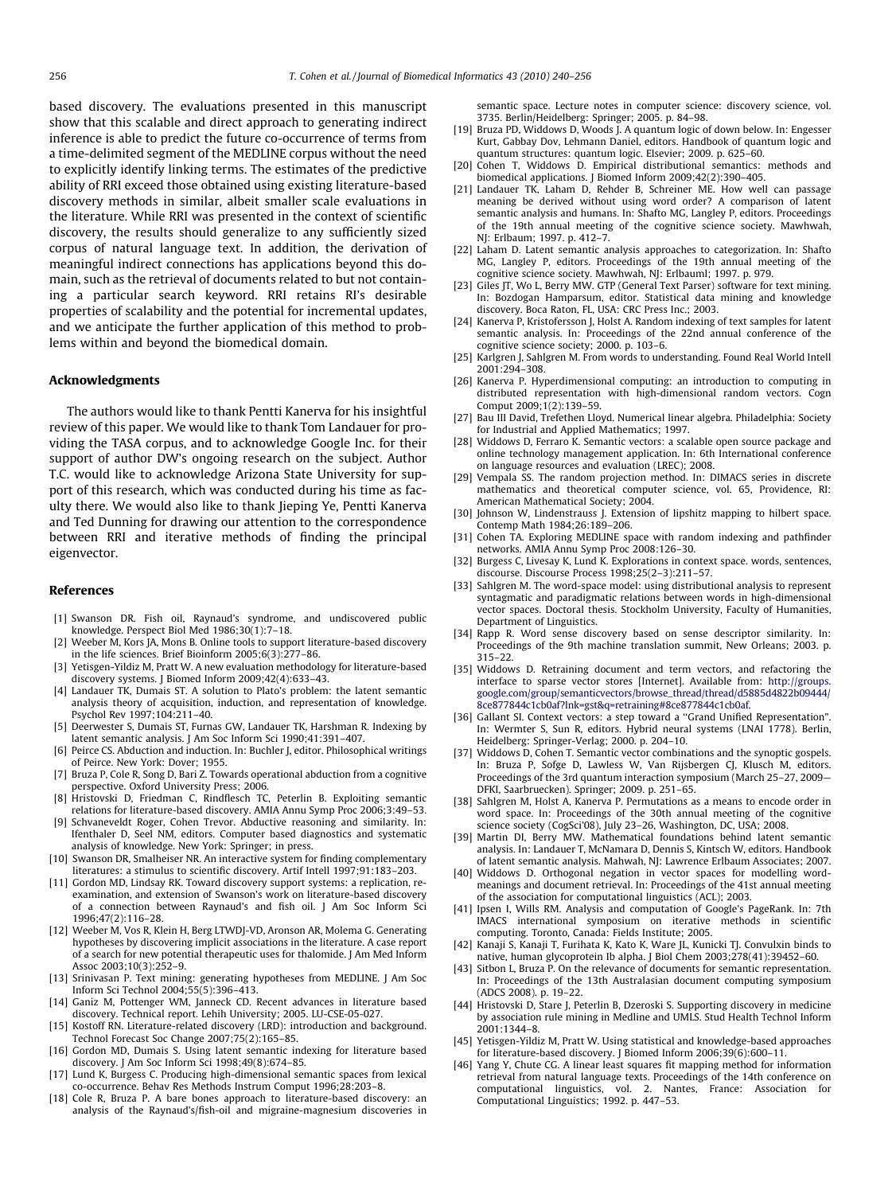based discovery. The evaluations presented in this manuscript show that this scalable and direct approach to generating indirect inference is able to predict the future co-occurrence of terms from a time-delimited segment of the MEDLINE corpus without the need to explicitly identify linking terms. The estimates of the predictive ability of RRI exceed those obtained using existing literature-based discovery methods in similar, albeit smaller scale evaluations in the literature. While RRI was presented in the context of scientific discovery, the results should generalize to any sufficiently sized corpus of natural language text. In addition, the derivation of meaningful indirect connections has applications beyond this domain, such as the retrieval of documents related to but not containing a particular search keyword. RRI retains RI's desirable properties of scalability and the potential for incremental updates, and we anticipate the further application of this method to problems within and beyond the biomedical domain.

## Acknowledgments

The authors would like to thank Pentti Kanerva for his insightful review of this paper. We would like to thank Tom Landauer for providing the TASA corpus, and to acknowledge Google Inc. for their support of author DW's ongoing research on the subject. Author T.C. would like to acknowledge Arizona State University for support of this research, which was conducted during his time as faculty there. We would also like to thank Jieping Ye, Pentti Kanerva and Ted Dunning for drawing our attention to the correspondence between RRI and iterative methods of finding the principal eigenvector.

## References

[1] Swanson DR. Fish oil, Raynaud's syndrome, and undiscovered public knowledge. Perspect Biol Med 1986;30(1):7–18.

[2] Weeber M, Kors JA, Mons B. Online tools to support literature-based discovery in the life sciences. Brief Bioinform 2005;6(3):277–86.

[3] Yetisgen-Yildiz M, Pratt W. A new evaluation methodology for literature-based discovery systems. J Biomed Inform 2009;42(4):633–43.

[4] Landauer TK, Dumais ST. A solution to Plato's problem: the latent semantic analysis theory of acquisition, induction, and representation of knowledge. Psychol Rev 1997;104:211–40.

[5] Deerwester S, Dumais ST, Furnas GW, Landauer TK, Harshman R. Indexing by latent semantic analysis. J Am Soc Inform Sci 1990;41:391–407.

[6] Peirce CS. Abduction and induction. In: Buchler J, editor. Philosophical writings of Peirce. New York: Dover; 1955.

[7] Bruza PD, Cole R, Song D, Bari Z. Towards operational abduction from a cognitive perspective. Oxford University Press; 2006.

[8] Hristovski D, Friedman C, Rindflesch TC, Peterlin B. Exploiting semantic relations for literature-based discovery. AMIA Annu Symp Proc 2006;3:49–53.

[9] Schvaneveldt Roger, Cohen Trevor. Abductive reasoning and similarity. In: Ifenthaler D, Seel NM, editors. Computer based diagnostics and systematic analysis of knowledge. New York: Springer; in press.

[10] Swanson DR, Smalheiser NR. An interactive system for finding complementary literatures: a stimulus to scientific discovery. Artif Intell 1997;91:183–203.

[11] Gordon MD, Lindsay RK. Toward discovery support systems: a replication, re-examination, and extension of Swanson's work on literature-based discovery of a connection between Raynaud's and fish oil. J Am Soc Inform Sci 1996;47(2):116–28.

[12] Weeber M, Vos R, Klein H, Berg LTWDJ-VD, Aronson AR, Molema G. Generating hypotheses by discovering implicit associations in the literature. A case report of a search for new potential therapeutic uses for thalomide. J Am Med Inform Assoc 2003;10(3):252–9.

[13] Srinivasan P. Text mining: generating hypotheses from MEDLINE. J Am Soc Inform Sci Technol 2004;55(5):396–413.

[14] Ganiz M, Pottenger WM, Janneck CD. Recent advances in literature based discovery. Technical report. Lehih University; 2005. LU-CSE-05-027.

[15] Kostoff RN. Literature-related discovery (LRD): introduction and background. Technol Forecast Soc Change 2007;75(2):165–85.

[16] Gordon MD, Dumais S. Using latent semantic indexing for literature based discovery. J Am Soc Inform Sci 1998;49(8):674–85.

[17] Lund K, Burgess C. Producing high-dimensional semantic spaces from lexical co-occurrence. Behav Res Methods Instrum Comput 1996;28:203–8.

[18] Cole R, Bruza P. A bare bones approach to literature-based discovery: an analysis of the Raynaud's/fish-oil and migraine-magnesium discoveries in semantic space. Lecture notes in computer science: discovery science, vol. 3735. Berlin/Heidelberg: Springer; 2005. p. 84–98.

[19] Bruza PD, Widdows D, Woods J. A quantum logic of down below. In: Engesser Kurt, Gabbay Dov, Lehmann Daniel, editors. Handbook of quantum logic and quantum structures: quantum logic. Elsevier; 2009. p. 625–60.

[20] Cohen T, Widdows D. Empirical distributional semantics: methods and biomedical applications. J Biomed Inform 2009;42(2):390–405.

[21] Landauer TK, Laham D, Rehder B, Schreiner ME. How well can passage meaning be derived without using word order? A comparison of latent semantic analysis and humans. In: Shafto MG, Langley P, editors. Proceedings of the 19th annual meeting of the cognitive science society. Mawhwah, NJ: Erlbaum; 1997. p. 412–7.

[22] Laham D. Latent semantic analysis approaches to categorization. In: Shafto MG, Langley P, editors. Proceedings of the 19th annual meeting of the cognitive science society. Mawhwah, NJ: Erlbauml; 1997. p. 979.

[23] Giles JT, Wo L, Berry MW. GTP (General Text Parser) software for text mining. In: Bozdogan Hamparsum, editor. Statistical data mining and knowledge discovery. Boca Raton, FL, USA: CRC Press Inc.; 2003.

[24] Kanerva P, Kristofersson J, Holst A. Random indexing of text samples for latent semantic analysis. In: Proceedings of the 22nd annual conference of the cognitive science society; 2000. p. 103–6.

[25] Karlgren J, Sahlgren M. From words to understanding. Found Real World Intell 2001:294–308.

[26] Kanerva P. Hyperdimensional computing: an introduction to computing in distributed representation with high-dimensional random vectors. Cogn Comput 2009;1(2):139–59.

[27] Bau III David, Trefethen Lloyd. Numerical linear algebra. Philadelphia: Society for Industrial and Applied Mathematics; 1997.

[28] Widdows D, Ferraro K. Semantic vectors: a scalable open source package and online technology management application. In: 6th International conference on language resources and evaluation (LREC); 2008.

[29] Vempala SS. The random projection method. In: DIMACS series in discrete mathematics and theoretical computer science, vol. 65, Providence, RI: American Mathematical Society; 2004.

[30] Johnson W, Lindenstrauss J. Extension of lipshitz mapping to hilbert space. Contemp Math 1984;26:189–206.

[31] Cohen TA. Exploring MEDLINE space with random indexing and pathfinder networks. AMIA Annu Symp Proc 2008:126–30.

[32] Burgess C, Livesay K, Lund K. Explorations in context space. words, sentences, discourse. Discourse Process 1998;25(2–3):211–57.

[33] Sahlgren M. The word-space model: using distributional analysis to represent syntagmatic and paradigmatic relations between words in high-dimensional vector spaces. Doctoral thesis. Stockholm University, Faculty of Humanities, Department of Linguistics.

[34] Rapp R. Word sense discovery based on sense descriptor similarity. In: Proceedings of the 9th machine translation summit, New Orleans; 2003. p. 315–22.

[35] Widdows D. Retraining document and term vectors, and refactoring the interface to sparse vector stores [Internet]. Available from: http://groups.google.com/group/semanticvectors/browse_thread/thread/d5885d4822b09444/8ce877844c1cb0af?lnk=gst&q=retraining#8ce877844c1cb0af.

[36] Gallant SI. Context vectors: a step toward a "Grand Unified Representation". In: Wermter S, Sun R, editors. Hybrid neural systems (LNAI 1778). Berlin, Heidelberg: Springer-Verlag; 2000. p. 204–10.

[37] Widdows D, Cohen T. Semantic vector combinations and the synoptic gospels. In: Bruza P, Sofge D, Lawless W, Van Rijsbergen CJ, Klusch M, editors. Proceedings of the 3rd quantum interaction symposium (March 25–27, 2009—DFKI, Saarbruecken). Springer; 2009. p. 251–65.

[38] Sahlgren M, Holst A, Kanerva P. Permutations as a means to encode order in word space. In: Proceedings of the 30th annual meeting of the cognitive science society (CogSci'08), July 23–26, Washington, DC, USA; 2008.

[39] Martin DI, Berry MW. Mathematical foundations behind latent semantic analysis. In: Landauer T, McNamara D, Dennis S, Kintsch W, editors. Handbook of latent semantic analysis. Mahwah, NJ: Lawrence Erlbaum Associates; 2007.

[40] Widdows D. Orthogonal negation in vector spaces for modelling word-meanings and document retrieval. In: Proceedings of the 41st annual meeting of the association for computational linguistics (ACL); 2003.

[41] Ipsen I, Wills RM. Analysis and computation of Google's PageRank. In: 7th IMACS international symposium on iterative methods in scientific computing. Toronto, Canada: Fields Institute; 2005.

[42] Kanaji S, Kanaji T, Furihata K, Kato K, Ware JL, Kunicki TJ. Convulxin binds to native, human glycoprotein Ib alpha. J Biol Chem 2003;278(41):39452–60.

[43] Sitbon L, Bruza P. On the relevance of documents for semantic representation. In: Proceedings of the 13th Australasian document computing symposium (ADCS 2008). p. 19–22.

[44] Hristovski D, Stare J, Peterlin B, Dzeroski S. Supporting discovery in medicine by association rule mining in Medline and UMLS. Stud Health Technol Inform 2001:1344–8.

[45] Yetisgen-Yildiz M, Pratt W. Using statistical and knowledge-based approaches for literature-based discovery. J Biomed Inform 2006;39(6):600–11.

[46] Yang Y, Chute CG. A linear least squares fit mapping method for information retrieval from natural language texts. Proceedings of the 14th conference on computational linguistics, vol. 2. Nantes, France: Association for Computational Linguistics; 1992. p. 447–53.